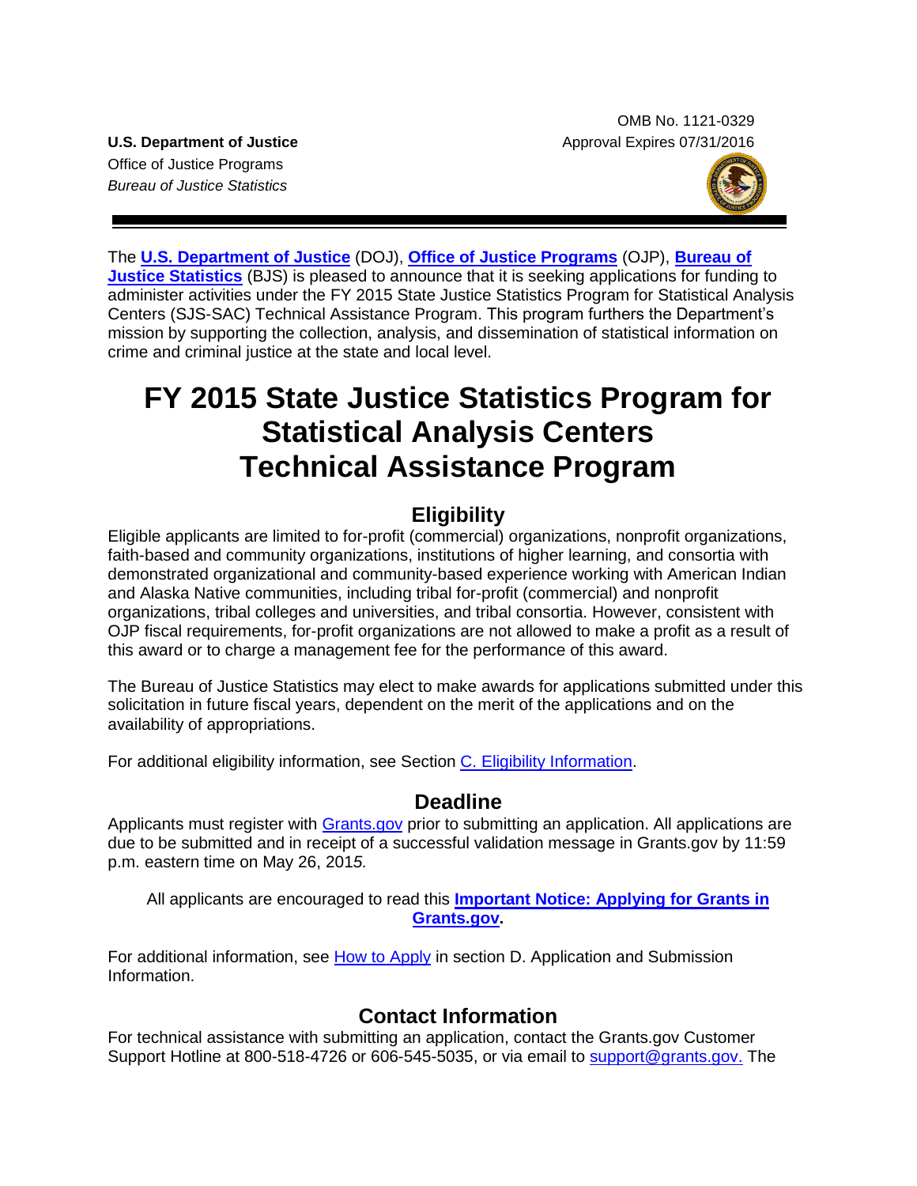OMB No. 1121-0329
Approval Expires 07/31/2016

**U.S. Department of Justice**
Office of Justice Programps
*Bureau of Justice Statistics*

The **U.S. Department of Justice** (DOJ), **Office of Justice Programs** (OJP), **Bureau of Justice Statistics** (BJS) is pleased to announce that it is seeking applications for funding to administer activities under the FY 2015 State Justice Statistics Program for Statistical Analysis Centers (SJS-SAC) Technical Assistance Program. This program furthers the Department's mission by supporting the collection, analysis, and dissemination of statistical information on crime and criminal justice at the state and local level.

# FY 2015 State Justice Statistics Program for Statistical Analysis Centers Technical Assistance Program

## Eligibility

Eligible applicants are limited to for-profit (commercial) organizations, nonprofit organizations, faith-based and community organizations, institutions of higher learning, and consortia with demonstrated organizational and community-based experience working with American Indian and Alaska Native communities, including tribal for-profit (commercial) and nonprofit organizations, tribal colleges and universities, and tribal consortia. However, consistent with OJP fiscal requirements, for-profit organizations are not allowed to make a profit as a result of this award or to charge a management fee for the performance of this award.

The Bureau of Justice Statistics may elect to make awards for applications submitted under this solicitation in future fiscal years, dependent on the merit of the applications and on the availability of appropriations.

For additional eligibility information, see Section C. Eligibility Information.

## Deadline

Applicants must register with Grants.gov prior to submitting an application. All applications are due to be submitted and in receipt of a successful validation message in Grants.gov by 11:59 p.m. eastern time on May 26, 2015.

All applicants are encouraged to read this **Important Notice: Applying for Grants in Grants.gov**.

For additional information, see How to Apply in section D. Application and Submission Information.

## Contact Information

For technical assistance with submitting an application, contact the Grants.gov Customer Support Hotline at 800-518-4726 or 606-545-5035, or via email to support@grants.gov. The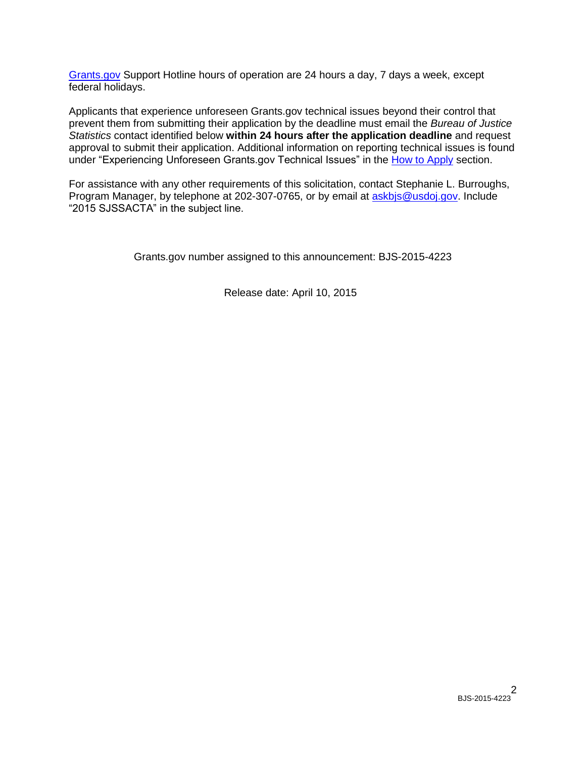[Grants.gov](Grants.gov) Support Hotline hours of operation are 24 hours a day, 7 days a week, except federal holidays.

Applicants that experience unforeseen Grants.gov technical issues beyond their control that prevent them from submitting their application by the deadline must email the *Bureau of Justice Statistics* contact identified below **within 24 hours after the application deadline** and request approval to submit their application. Additional information on reporting technical issues is found under "Experiencing Unforeseen Grants.gov Technical Issues" in the [How to Apply](#) section.

For assistance with any other requirements of this solicitation, contact Stephanie L. Burroughs, Program Manager, by telephone at 202-307-0765, or by email at [askbjs@usdoj.gov](mailto:askbjs@usdoj.gov). Include "2015 SJSSACTA" in the subject line.

Grants.gov number assigned to this announcement: BJS-2015-4223

Release date: April 10, 2015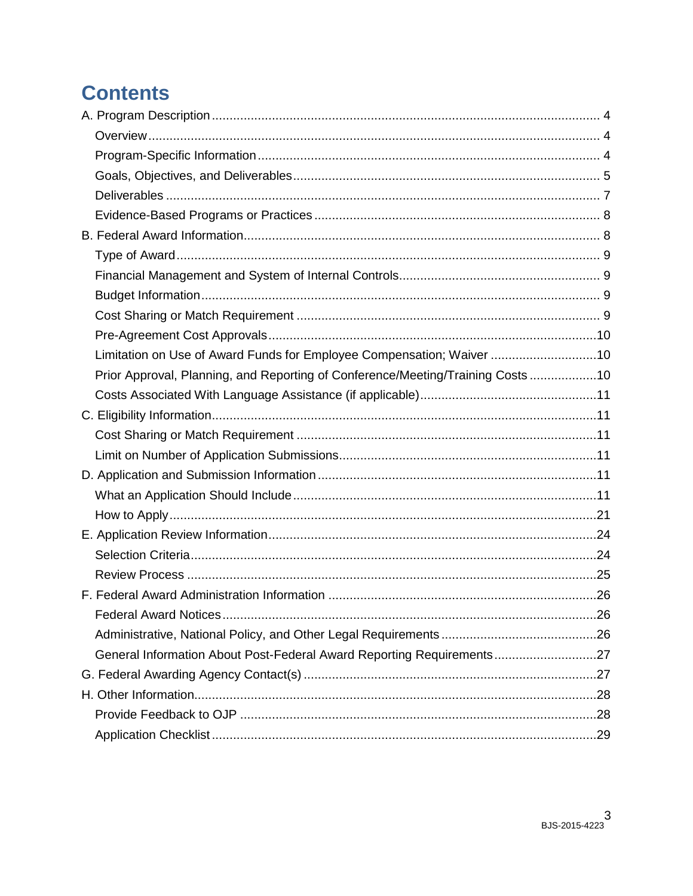# Contents

A. Program Description .......... 4
- Overview .......... 4
- Program-Specific Information .......... 4
- Goals, Objectives, and Deliverables .......... 5
- Deliverables .......... 7
- Evidence-Based Programs or Practices .......... 8

B. Federal Award Information .......... 8
- Type of Award .......... 9
- Financial Management and System of Internal Controls .......... 9
- Budget Information .......... 9
- Cost Sharing or Match Requirement .......... 9
- Pre-Agreement Cost Approvals .......... 10
- Limitation on Use of Award Funds for Employee Compensation; Waiver .......... 10
- Prior Approval, Planning, and Reporting of Conference/Meeting/Training Costs .......... 10
- Costs Associated With Language Assistance (if applicable) .......... 11

C. Eligibility Information .......... 11
- Cost Sharing or Match Requirement .......... 11
- Limit on Number of Application Submissions .......... 11

D. Application and Submission Information .......... 11
- What an Application Should Include .......... 11
- How to Apply .......... 21

E. Application Review Information .......... 24
- Selection Criteria .......... 24
- Review Process .......... 25

F. Federal Award Administration Information .......... 26
- Federal Award Notices .......... 26
- Administrative, National Policy, and Other Legal Requirements .......... 26
- General Information About Post-Federal Award Reporting Requirements .......... 27

G. Federal Awarding Agency Contact(s) .......... 27

H. Other Information .......... 28
- Provide Feedback to OJP .......... 28
- Application Checklist .......... 29

BJS-2015-4223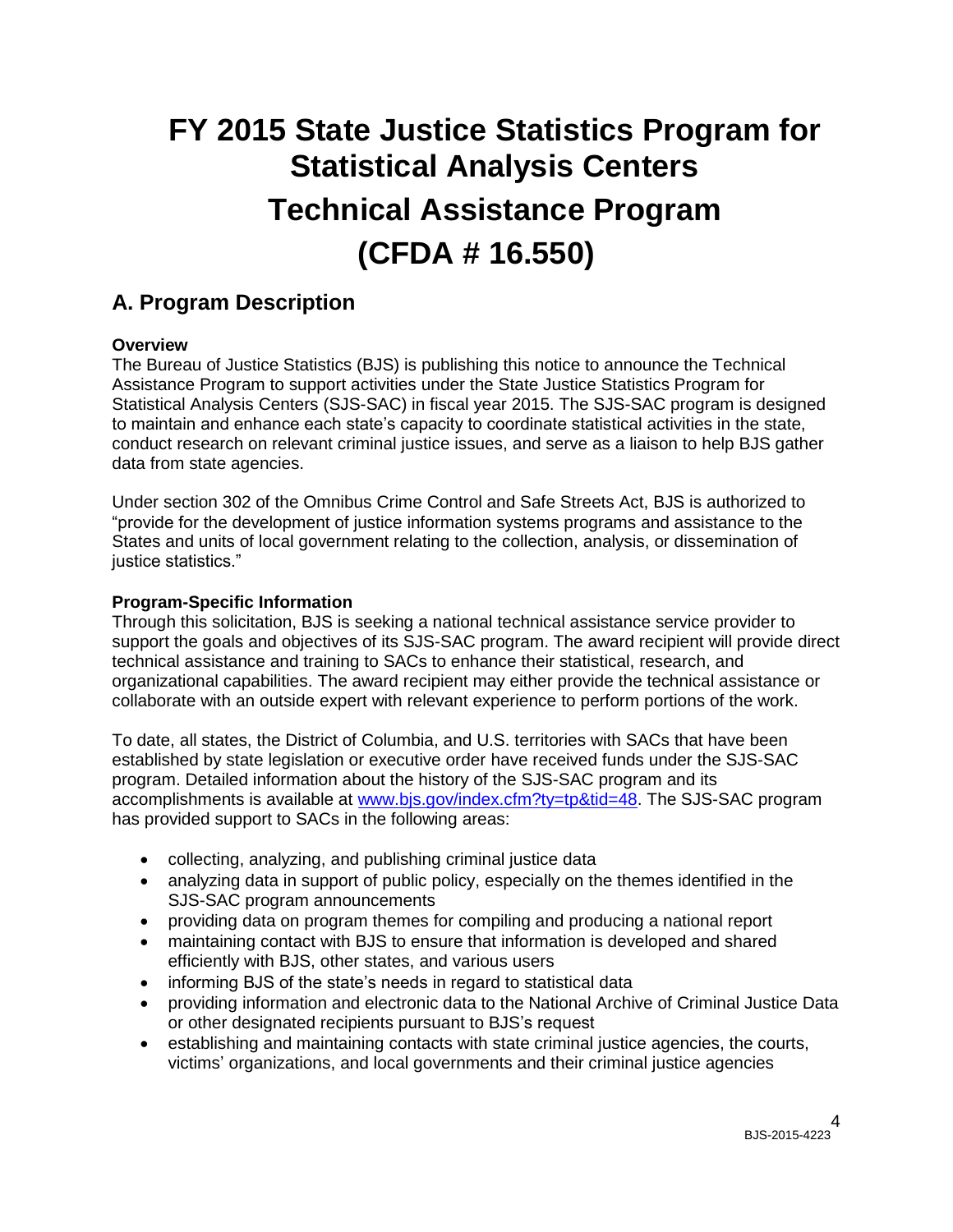# FY 2015 State Justice Statistics Program for Statistical Analysis Centers Technical Assistance Program (CFDA # 16.550)

## A. Program Description

**Overview**

The Bureau of Justice Statistics (BJS) is publishing this notice to announce the Technical Assistance Program to support activities under the State Justice Statistics Program for Statistical Analysis Centers (SJS-SAC) in fiscal year 2015. The SJS-SAC program is designed to maintain and enhance each state's capacity to coordinate statistical activities in the state, conduct research on relevant criminal justice issues, and serve as a liaison to help BJS gather data from state agencies.

Under section 302 of the Omnibus Crime Control and Safe Streets Act, BJS is authorized to "provide for the development of justice information systems programs and assistance to the States and units of local government relating to the collection, analysis, or dissemination of justice statistics."

**Program-Specific Information**

Through this solicitation, BJS is seeking a national technical assistance service provider to support the goals and objectives of its SJS-SAC program. The award recipient will provide direct technical assistance and training to SACs to enhance their statistical, research, and organizational capabilities. The award recipient may either provide the technical assistance or collaborate with an outside expert with relevant experience to perform portions of the work.

To date, all states, the District of Columbia, and U.S. territories with SACs that have been established by state legislation or executive order have received funds under the SJS-SAC program. Detailed information about the history of the SJS-SAC program and its accomplishments is available at [www.bjs.gov/index.cfm?ty=tp&tid=48](www.bjs.gov/index.cfm?ty=tp&tid=48). The SJS-SAC program has provided support to SACs in the following areas:

- collecting, analyzing, and publishing criminal justice data
- analyzing data in support of public policy, especially on the themes identified in the SJS-SAC program announcements
- providing data on program themes for compiling and producing a national report
- maintaining contact with BJS to ensure that information is developed and shared efficiently with BJS, other states, and various users
- informing BJS of the state's needs in regard to statistical data
- providing information and electronic data to the National Archive of Criminal Justice Data or other designated recipients pursuant to BJS's request
- establishing and maintaining contacts with state criminal justice agencies, the courts, victims' organizations, and local governments and their criminal justice agencies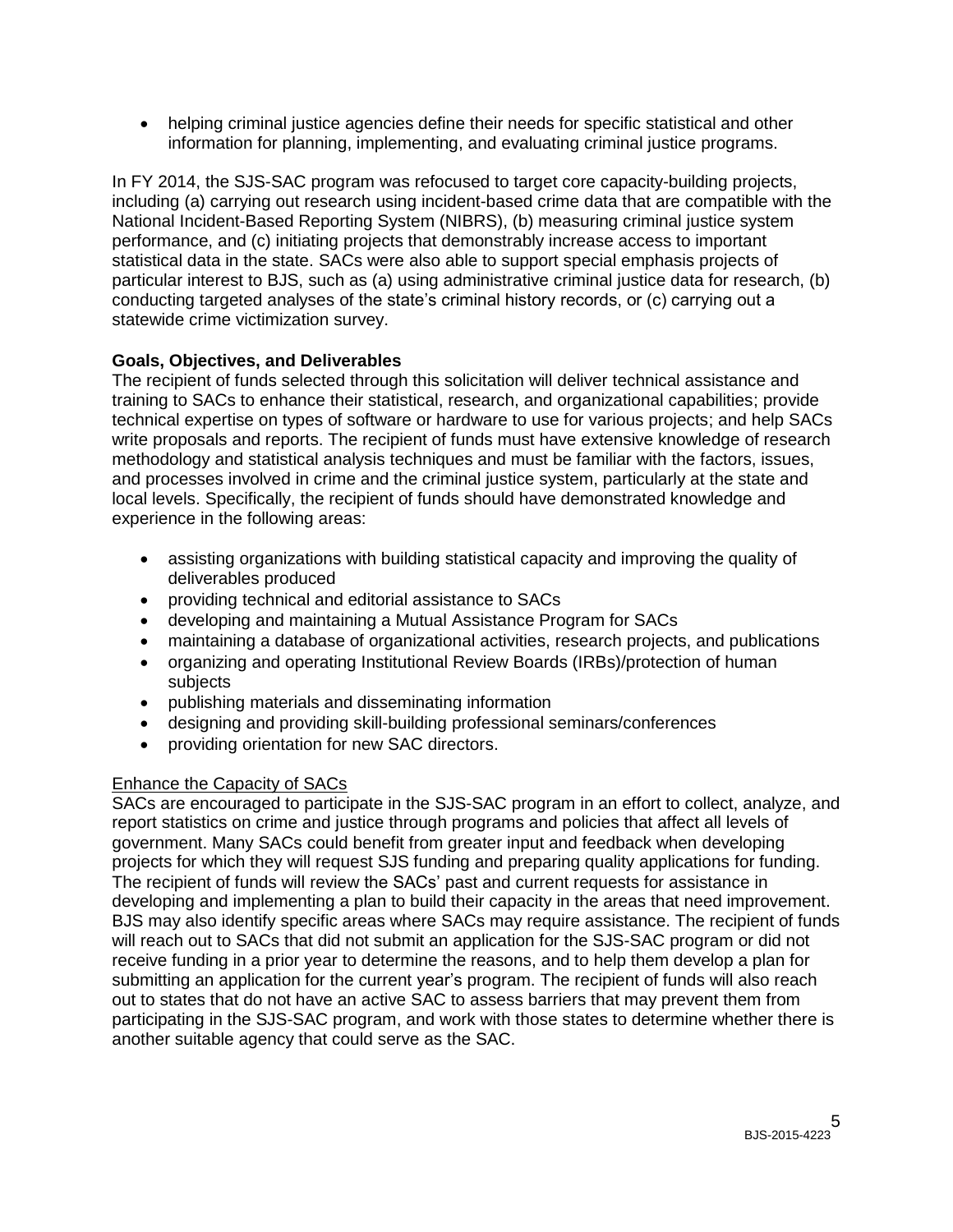- helping criminal justice agencies define their needs for specific statistical and other information for planning, implementing, and evaluating criminal justice programs.

In FY 2014, the SJS-SAC program was refocused to target core capacity-building projects, including (a) carrying out research using incident-based crime data that are compatible with the National Incident-Based Reporting System (NIBRS), (b) measuring criminal justice system performance, and (c) initiating projects that demonstrably increase access to important statistical data in the state. SACs were also able to support special emphasis projects of particular interest to BJS, such as (a) using administrative criminal justice data for research, (b) conducting targeted analyses of the state's criminal history records, or (c) carrying out a statewide crime victimization survey.

**Goals, Objectives, and Deliverables**

The recipient of funds selected through this solicitation will deliver technical assistance and training to SACs to enhance their statistical, research, and organizational capabilities; provide technical expertise on types of software or hardware to use for various projects; and help SACs write proposals and reports. The recipient of funds must have extensive knowledge of research methodology and statistical analysis techniques and must be familiar with the factors, issues, and processes involved in crime and the criminal justice system, particularly at the state and local levels. Specifically, the recipient of funds should have demonstrated knowledge and experience in the following areas:

- assisting organizations with building statistical capacity and improving the quality of deliverables produced
- providing technical and editorial assistance to SACs
- developing and maintaining a Mutual Assistance Program for SACs
- maintaining a database of organizational activities, research projects, and publications
- organizing and operating Institutional Review Boards (IRBs)/protection of human subjects
- publishing materials and disseminating information
- designing and providing skill-building professional seminars/conferences
- providing orientation for new SAC directors.

Enhance the Capacity of SACs

SACs are encouraged to participate in the SJS-SAC program in an effort to collect, analyze, and report statistics on crime and justice through programs and policies that affect all levels of government. Many SACs could benefit from greater input and feedback when developing projects for which they will request SJS funding and preparing quality applications for funding. The recipient of funds will review the SACs' past and current requests for assistance in developing and implementing a plan to build their capacity in the areas that need improvement. BJS may also identify specific areas where SACs may require assistance. The recipient of funds will reach out to SACs that did not submit an application for the SJS-SAC program or did not receive funding in a prior year to determine the reasons, and to help them develop a plan for submitting an application for the current year's program. The recipient of funds will also reach out to states that do not have an active SAC to assess barriers that may prevent them from participating in the SJS-SAC program, and work with those states to determine whether there is another suitable agency that could serve as the SAC.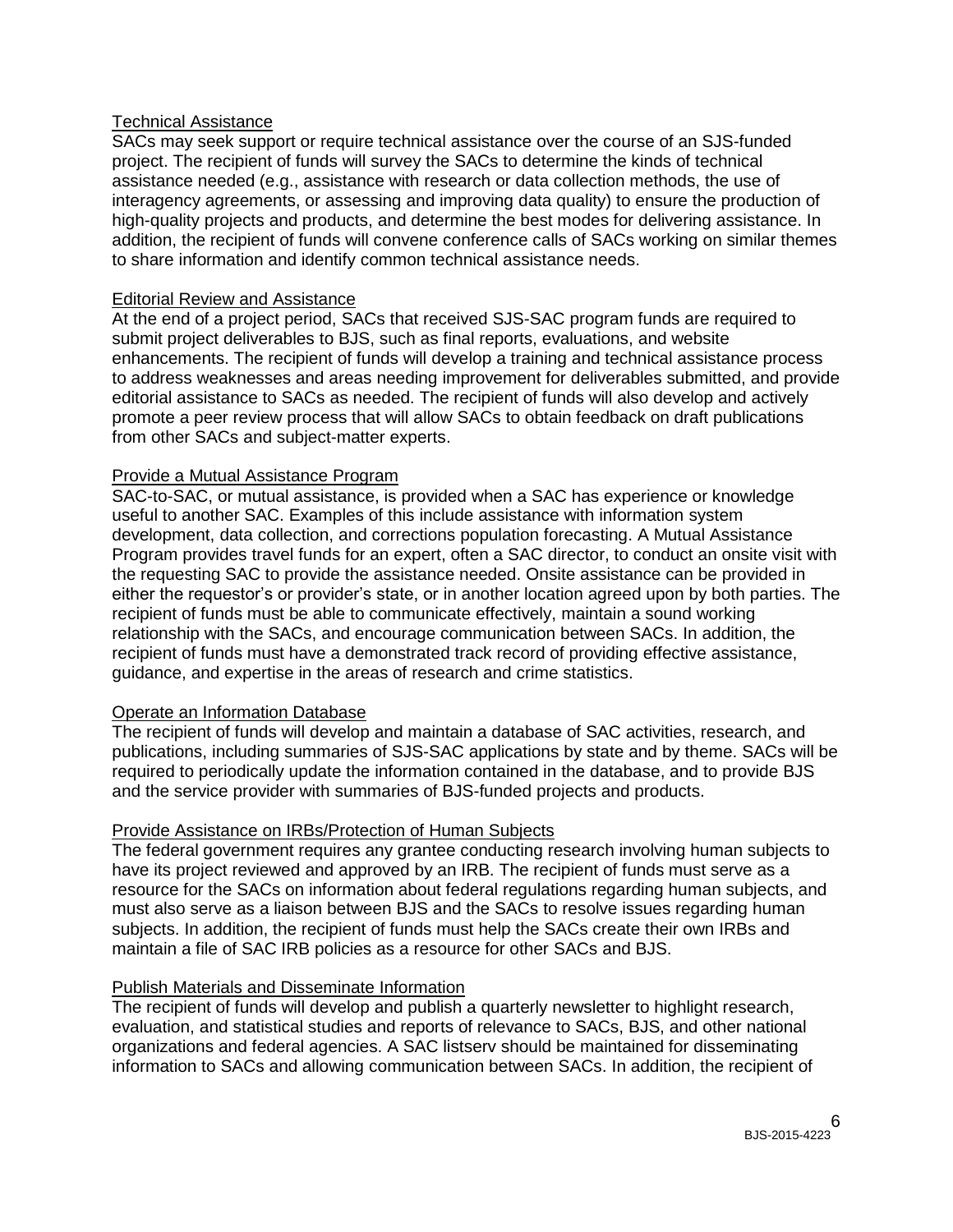### Technical Assistance

SACs may seek support or require technical assistance over the course of an SJS-funded project. The recipient of funds will survey the SACs to determine the kinds of technical assistance needed (e.g., assistance with research or data collection methods, the use of interagency agreements, or assessing and improving data quality) to ensure the production of high-quality projects and products, and determine the best modes for delivering assistance. In addition, the recipient of funds will convene conference calls of SACs working on similar themes to share information and identify common technical assistance needs.

### Editorial Review and Assistance

At the end of a project period, SACs that received SJS-SAC program funds are required to submit project deliverables to BJS, such as final reports, evaluations, and website enhancements. The recipient of funds will develop a training and technical assistance process to address weaknesses and areas needing improvement for deliverables submitted, and provide editorial assistance to SACs as needed. The recipient of funds will also develop and actively promote a peer review process that will allow SACs to obtain feedback on draft publications from other SACs and subject-matter experts.

### Provide a Mutual Assistance Program

SAC-to-SAC, or mutual assistance, is provided when a SAC has experience or knowledge useful to another SAC. Examples of this include assistance with information system development, data collection, and corrections population forecasting. A Mutual Assistance Program provides travel funds for an expert, often a SAC director, to conduct an onsite visit with the requesting SAC to provide the assistance needed. Onsite assistance can be provided in either the requestor's or provider's state, or in another location agreed upon by both parties. The recipient of funds must be able to communicate effectively, maintain a sound working relationship with the SACs, and encourage communication between SACs. In addition, the recipient of funds must have a demonstrated track record of providing effective assistance, guidance, and expertise in the areas of research and crime statistics.

### Operate an Information Database

The recipient of funds will develop and maintain a database of SAC activities, research, and publications, including summaries of SJS-SAC applications by state and by theme. SACs will be required to periodically update the information contained in the database, and to provide BJS and the service provider with summaries of BJS-funded projects and products.

### Provide Assistance on IRBs/Protection of Human Subjects

The federal government requires any grantee conducting research involving human subjects to have its project reviewed and approved by an IRB. The recipient of funds must serve as a resource for the SACs on information about federal regulations regarding human subjects, and must also serve as a liaison between BJS and the SACs to resolve issues regarding human subjects. In addition, the recipient of funds must help the SACs create their own IRBs and maintain a file of SAC IRB policies as a resource for other SACs and BJS.

### Publish Materials and Disseminate Information

The recipient of funds will develop and publish a quarterly newsletter to highlight research, evaluation, and statistical studies and reports of relevance to SACs, BJS, and other national organizations and federal agencies. A SAC listserv should be maintained for disseminating information to SACs and allowing communication between SACs. In addition, the recipient of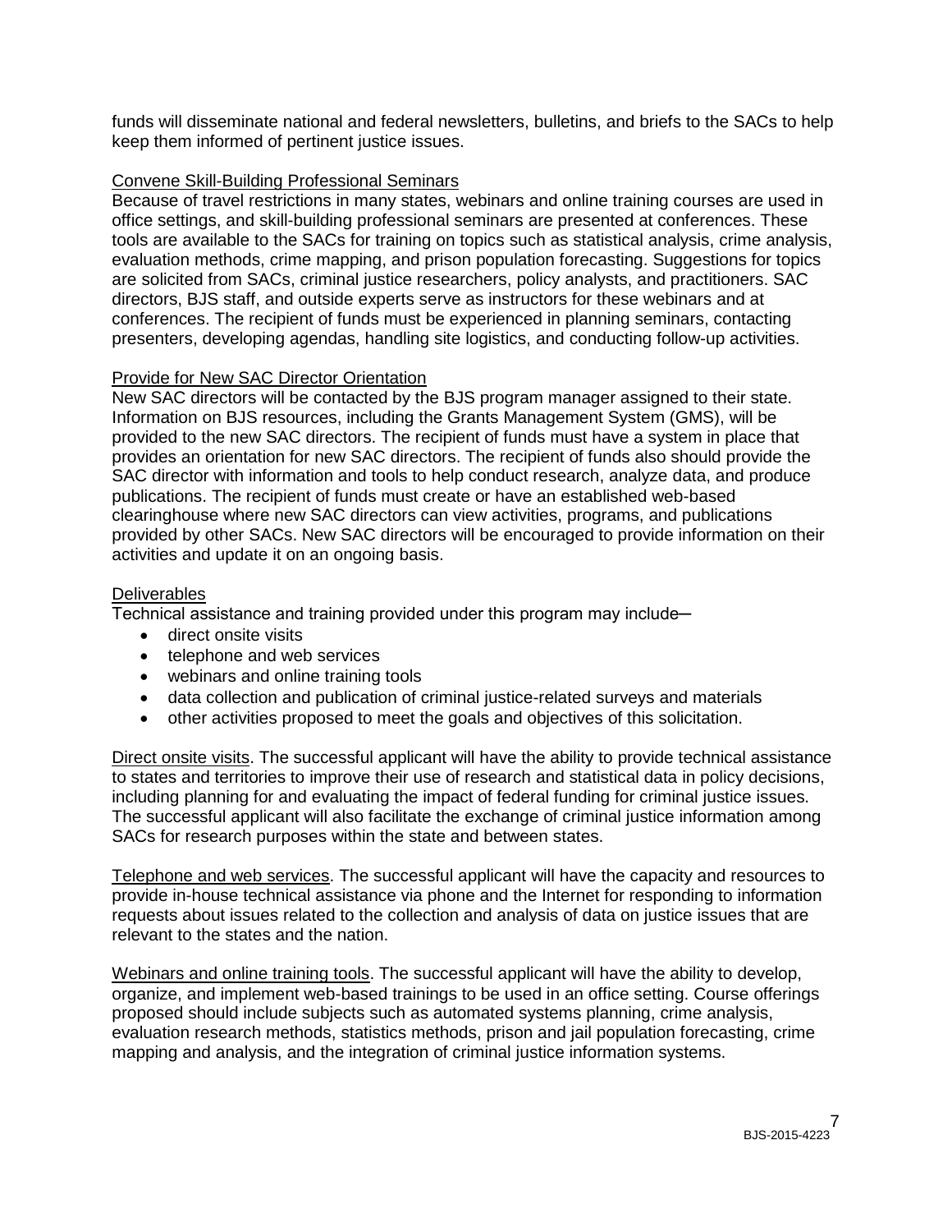funds will disseminate national and federal newsletters, bulletins, and briefs to the SACs to help keep them informed of pertinent justice issues.

Convene Skill-Building Professional Seminars

Because of travel restrictions in many states, webinars and online training courses are used in office settings, and skill-building professional seminars are presented at conferences. These tools are available to the SACs for training on topics such as statistical analysis, crime analysis, evaluation methods, crime mapping, and prison population forecasting. Suggestions for topics are solicited from SACs, criminal justice researchers, policy analysts, and practitioners. SAC directors, BJS staff, and outside experts serve as instructors for these webinars and at conferences. The recipient of funds must be experienced in planning seminars, contacting presenters, developing agendas, handling site logistics, and conducting follow-up activities.

Provide for New SAC Director Orientation

New SAC directors will be contacted by the BJS program manager assigned to their state. Information on BJS resources, including the Grants Management System (GMS), will be provided to the new SAC directors. The recipient of funds must have a system in place that provides an orientation for new SAC directors. The recipient of funds also should provide the SAC director with information and tools to help conduct research, analyze data, and produce publications. The recipient of funds must create or have an established web-based clearinghouse where new SAC directors can view activities, programs, and publications provided by other SACs. New SAC directors will be encouraged to provide information on their activities and update it on an ongoing basis.

Deliverables

Technical assistance and training provided under this program may include─

- direct onsite visits
- telephone and web services
- webinars and online training tools
- data collection and publication of criminal justice-related surveys and materials
- other activities proposed to meet the goals and objectives of this solicitation.

Direct onsite visits. The successful applicant will have the ability to provide technical assistance to states and territories to improve their use of research and statistical data in policy decisions, including planning for and evaluating the impact of federal funding for criminal justice issues. The successful applicant will also facilitate the exchange of criminal justice information among SACs for research purposes within the state and between states.

Telephone and web services. The successful applicant will have the capacity and resources to provide in-house technical assistance via phone and the Internet for responding to information requests about issues related to the collection and analysis of data on justice issues that are relevant to the states and the nation.

Webinars and online training tools. The successful applicant will have the ability to develop, organize, and implement web-based trainings to be used in an office setting. Course offerings proposed should include subjects such as automated systems planning, crime analysis, evaluation research methods, statistics methods, prison and jail population forecasting, crime mapping and analysis, and the integration of criminal justice information systems.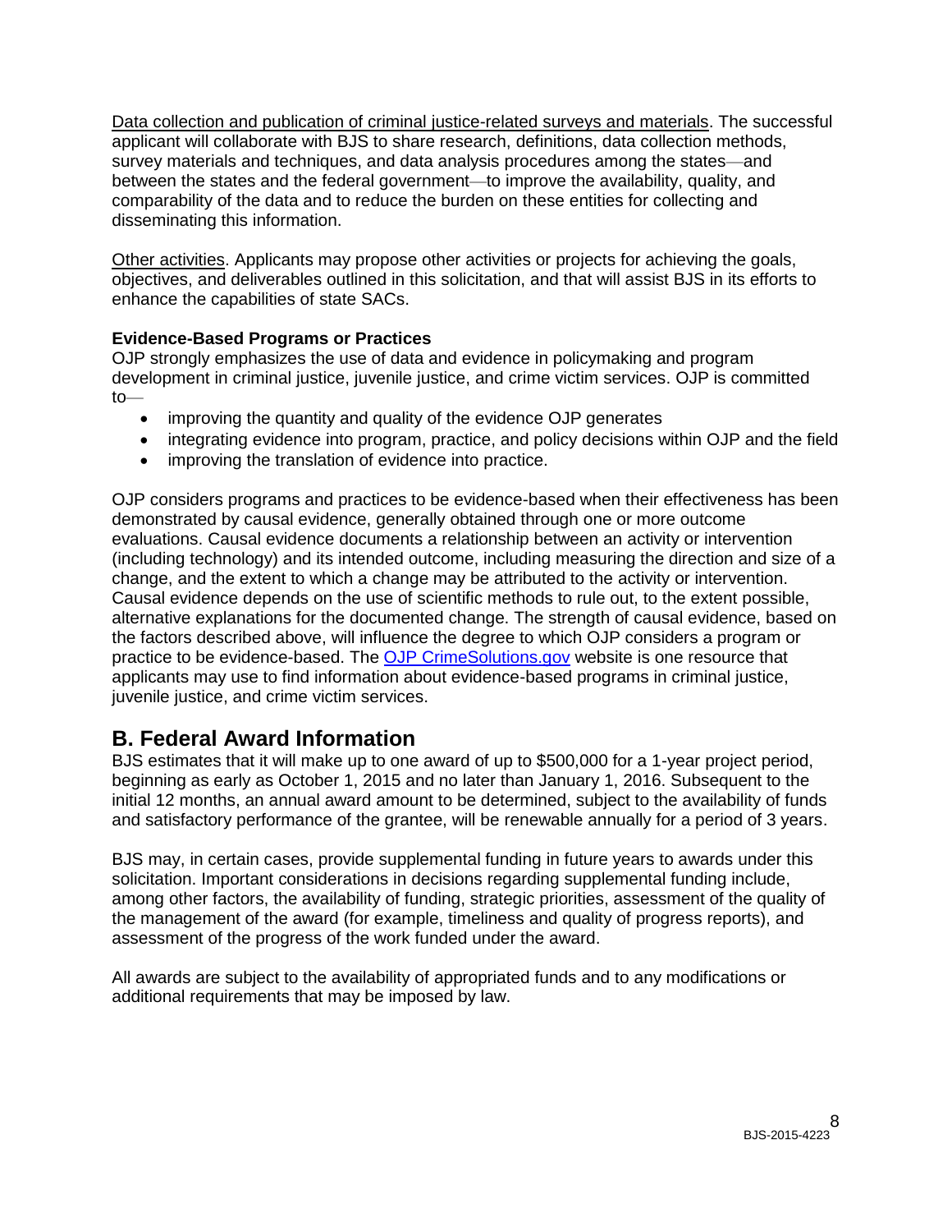Data collection and publication of criminal justice-related surveys and materials. The successful applicant will collaborate with BJS to share research, definitions, data collection methods, survey materials and techniques, and data analysis procedures among the states—and between the states and the federal government—to improve the availability, quality, and comparability of the data and to reduce the burden on these entities for collecting and disseminating this information.

Other activities. Applicants may propose other activities or projects for achieving the goals, objectives, and deliverables outlined in this solicitation, and that will assist BJS in its efforts to enhance the capabilities of state SACs.

**Evidence-Based Programs or Practices**

OJP strongly emphasizes the use of data and evidence in policymaking and program development in criminal justice, juvenile justice, and crime victim services. OJP is committed to—

- improving the quantity and quality of the evidence OJP generates
- integrating evidence into program, practice, and policy decisions within OJP and the field
- improving the translation of evidence into practice.

OJP considers programs and practices to be evidence-based when their effectiveness has been demonstrated by causal evidence, generally obtained through one or more outcome evaluations. Causal evidence documents a relationship between an activity or intervention (including technology) and its intended outcome, including measuring the direction and size of a change, and the extent to which a change may be attributed to the activity or intervention. Causal evidence depends on the use of scientific methods to rule out, to the extent possible, alternative explanations for the documented change. The strength of causal evidence, based on the factors described above, will influence the degree to which OJP considers a program or practice to be evidence-based. The OJP CrimeSolutions.gov website is one resource that applicants may use to find information about evidence-based programs in criminal justice, juvenile justice, and crime victim services.

## B. Federal Award Information

BJS estimates that it will make up to one award of up to $500,000 for a 1-year project period, beginning as early as October 1, 2015 and no later than January 1, 2016. Subsequent to the initial 12 months, an annual award amount to be determined, subject to the availability of funds and satisfactory performance of the grantee, will be renewable annually for a period of 3 years.

BJS may, in certain cases, provide supplemental funding in future years to awards under this solicitation. Important considerations in decisions regarding supplemental funding include, among other factors, the availability of funding, strategic priorities, assessment of the quality of the management of the award (for example, timeliness and quality of progress reports), and assessment of the progress of the work funded under the award.

All awards are subject to the availability of appropriated funds and to any modifications or additional requirements that may be imposed by law.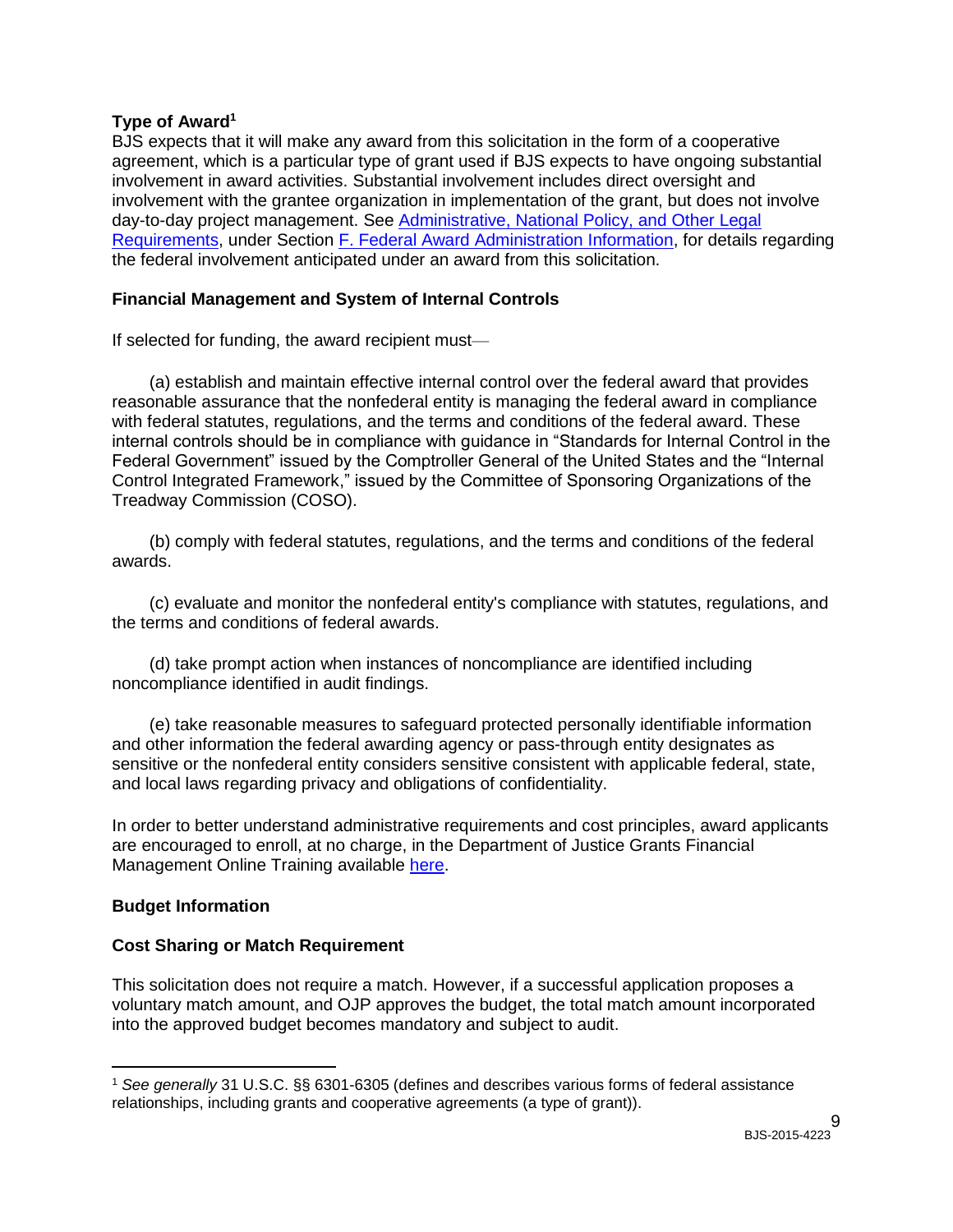**Type of Award**[1]

BJS expects that it will make any award from this solicitation in the form of a cooperative agreement, which is a particular type of grant used if BJS expects to have ongoing substantial involvement in award activities. Substantial involvement includes direct oversight and involvement with the grantee organization in implementation of the grant, but does not involve day-to-day project management. See Administrative, National Policy, and Other Legal Requirements, under Section F. Federal Award Administration Information, for details regarding the federal involvement anticipated under an award from this solicitation.

**Financial Management and System of Internal Controls**

If selected for funding, the award recipient must—

(a) establish and maintain effective internal control over the federal award that provides reasonable assurance that the nonfederal entity is managing the federal award in compliance with federal statutes, regulations, and the terms and conditions of the federal award. These internal controls should be in compliance with guidance in "Standards for Internal Control in the Federal Government" issued by the Comptroller General of the United States and the "Internal Control Integrated Framework," issued by the Committee of Sponsoring Organizations of the Treadway Commission (COSO).

(b) comply with federal statutes, regulations, and the terms and conditions of the federal awards.

(c) evaluate and monitor the nonfederal entity's compliance with statutes, regulations, and the terms and conditions of federal awards.

(d) take prompt action when instances of noncompliance are identified including noncompliance identified in audit findings.

(e) take reasonable measures to safeguard protected personally identifiable information and other information the federal awarding agency or pass-through entity designates as sensitive or the nonfederal entity considers sensitive consistent with applicable federal, state, and local laws regarding privacy and obligations of confidentiality.

In order to better understand administrative requirements and cost principles, award applicants are encouraged to enroll, at no charge, in the Department of Justice Grants Financial Management Online Training available here.

**Budget Information**

**Cost Sharing or Match Requirement**

This solicitation does not require a match. However, if a successful application proposes a voluntary match amount, and OJP approves the budget, the total match amount incorporated into the approved budget becomes mandatory and subject to audit.

[1] *See generally* 31 U.S.C. §§ 6301-6305 (defines and describes various forms of federal assistance relationships, including grants and cooperative agreements (a type of grant)).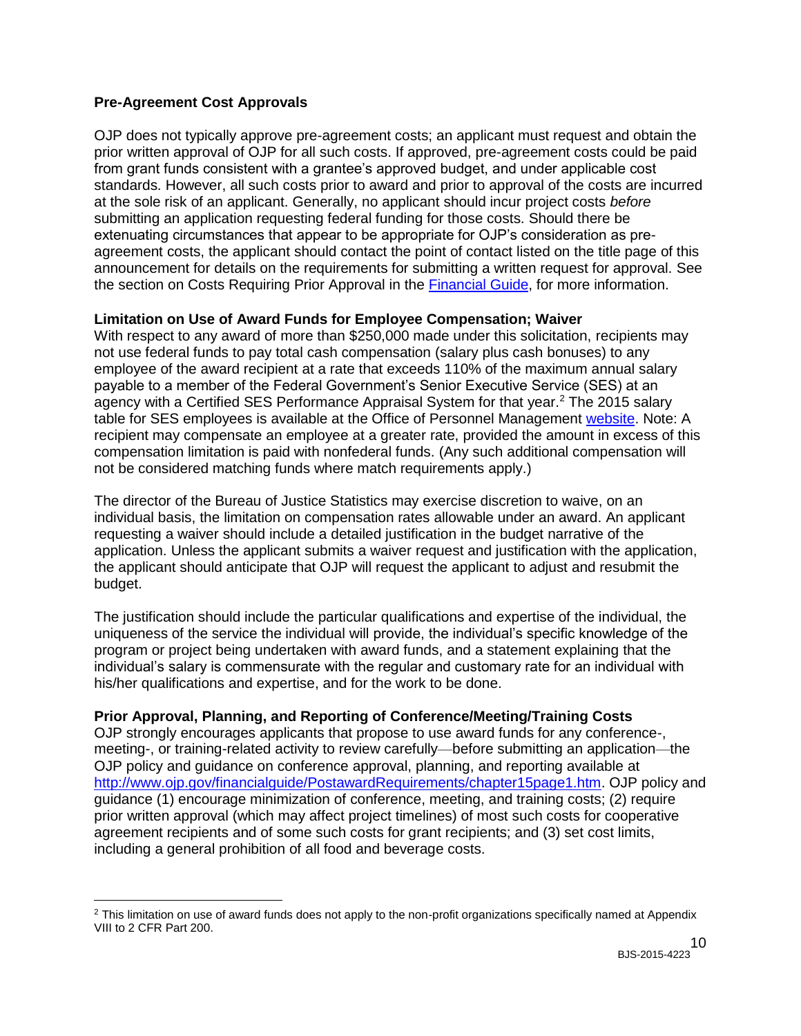**Pre-Agreement Cost Approvals**

OJP does not typically approve pre-agreement costs; an applicant must request and obtain the prior written approval of OJP for all such costs. If approved, pre-agreement costs could be paid from grant funds consistent with a grantee's approved budget, and under applicable cost standards. However, all such costs prior to award and prior to approval of the costs are incurred at the sole risk of an applicant. Generally, no applicant should incur project costs *before* submitting an application requesting federal funding for those costs. Should there be extenuating circumstances that appear to be appropriate for OJP's consideration as pre-agreement costs, the applicant should contact the point of contact listed on the title page of this announcement for details on the requirements for submitting a written request for approval. See the section on Costs Requiring Prior Approval in the Financial Guide, for more information.

**Limitation on Use of Award Funds for Employee Compensation; Waiver**

With respect to any award of more than $250,000 made under this solicitation, recipients may not use federal funds to pay total cash compensation (salary plus cash bonuses) to any employee of the award recipient at a rate that exceeds 110% of the maximum annual salary payable to a member of the Federal Government's Senior Executive Service (SES) at an agency with a Certified SES Performance Appraisal System for that year.[2] The 2015 salary table for SES employees is available at the Office of Personnel Management website. Note: A recipient may compensate an employee at a greater rate, provided the amount in excess of this compensation limitation is paid with nonfederal funds. (Any such additional compensation will not be considered matching funds where match requirements apply.)

The director of the Bureau of Justice Statistics may exercise discretion to waive, on an individual basis, the limitation on compensation rates allowable under an award. An applicant requesting a waiver should include a detailed justification in the budget narrative of the application. Unless the applicant submits a waiver request and justification with the application, the applicant should anticipate that OJP will request the applicant to adjust and resubmit the budget.

The justification should include the particular qualifications and expertise of the individual, the uniqueness of the service the individual will provide, the individual's specific knowledge of the program or project being undertaken with award funds, and a statement explaining that the individual's salary is commensurate with the regular and customary rate for an individual with his/her qualifications and expertise, and for the work to be done.

**Prior Approval, Planning, and Reporting of Conference/Meeting/Training Costs**

OJP strongly encourages applicants that propose to use award funds for any conference-, meeting-, or training-related activity to review carefully—before submitting an application—the OJP policy and guidance on conference approval, planning, and reporting available at http://www.ojp.gov/financialguide/PostawardRequirements/chapter15page1.htm. OJP policy and guidance (1) encourage minimization of conference, meeting, and training costs; (2) require prior written approval (which may affect project timelines) of most such costs for cooperative agreement recipients and of some such costs for grant recipients; and (3) set cost limits, including a general prohibition of all food and beverage costs.

---

[2] This limitation on use of award funds does not apply to the non-profit organizations specifically named at Appendix VIII to 2 CFR Part 200.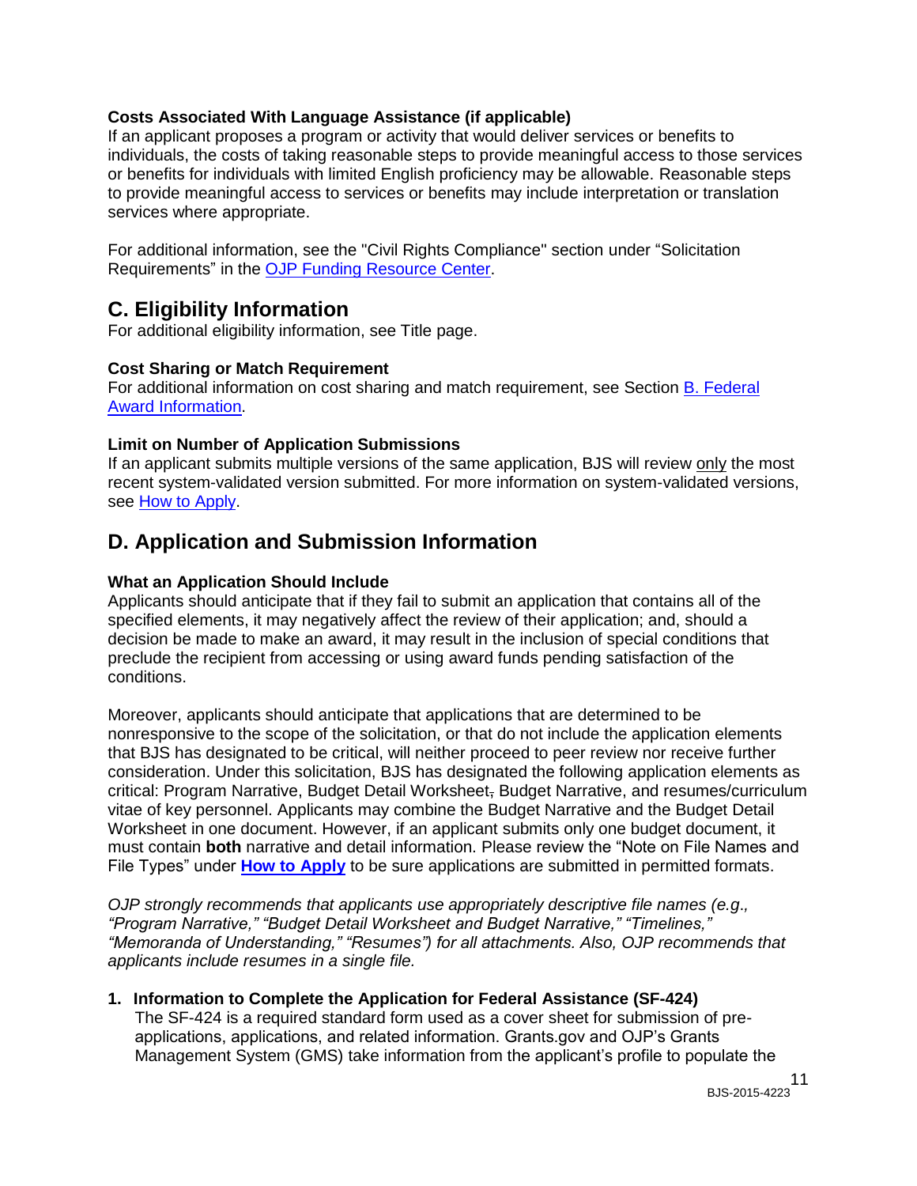**Costs Associated With Language Assistance (if applicable)**
If an applicant proposes a program or activity that would deliver services or benefits to individuals, the costs of taking reasonable steps to provide meaningful access to those services or benefits for individuals with limited English proficiency may be allowable. Reasonable steps to provide meaningful access to services or benefits may include interpretation or translation services where appropriate.

For additional information, see the "Civil Rights Compliance" section under "Solicitation Requirements" in the OJP Funding Resource Center.

## C. Eligibility Information

For additional eligibility information, see Title page.

**Cost Sharing or Match Requirement**
For additional information on cost sharing and match requirement, see Section B. Federal Award Information.

**Limit on Number of Application Submissions**
If an applicant submits multiple versions of the same application, BJS will review only the most recent system-validated version submitted. For more information on system-validated versions, see How to Apply.

## D. Application and Submission Information

**What an Application Should Include**
Applicants should anticipate that if they fail to submit an application that contains all of the specified elements, it may negatively affect the review of their application; and, should a decision be made to make an award, it may result in the inclusion of special conditions that preclude the recipient from accessing or using award funds pending satisfaction of the conditions.

Moreover, applicants should anticipate that applications that are determined to be nonresponsive to the scope of the solicitation, or that do not include the application elements that BJS has designated to be critical, will neither proceed to peer review nor receive further consideration. Under this solicitation, BJS has designated the following application elements as critical: Program Narrative, Budget Detail Worksheet, Budget Narrative, and resumes/curriculum vitae of key personnel. Applicants may combine the Budget Narrative and the Budget Detail Worksheet in one document. However, if an applicant submits only one budget document, it must contain **both** narrative and detail information. Please review the "Note on File Names and File Types" under **How to Apply** to be sure applications are submitted in permitted formats.

*OJP strongly recommends that applicants use appropriately descriptive file names (e.g., "Program Narrative," "Budget Detail Worksheet and Budget Narrative," "Timelines," "Memoranda of Understanding," "Resumes") for all attachments. Also, OJP recommends that applicants include resumes in a single file.*

1. **Information to Complete the Application for Federal Assistance (SF-424)**
   The SF-424 is a required standard form used as a cover sheet for submission of pre-applications, applications, and related information. Grants.gov and OJP's Grants Management System (GMS) take information from the applicant's profile to populate the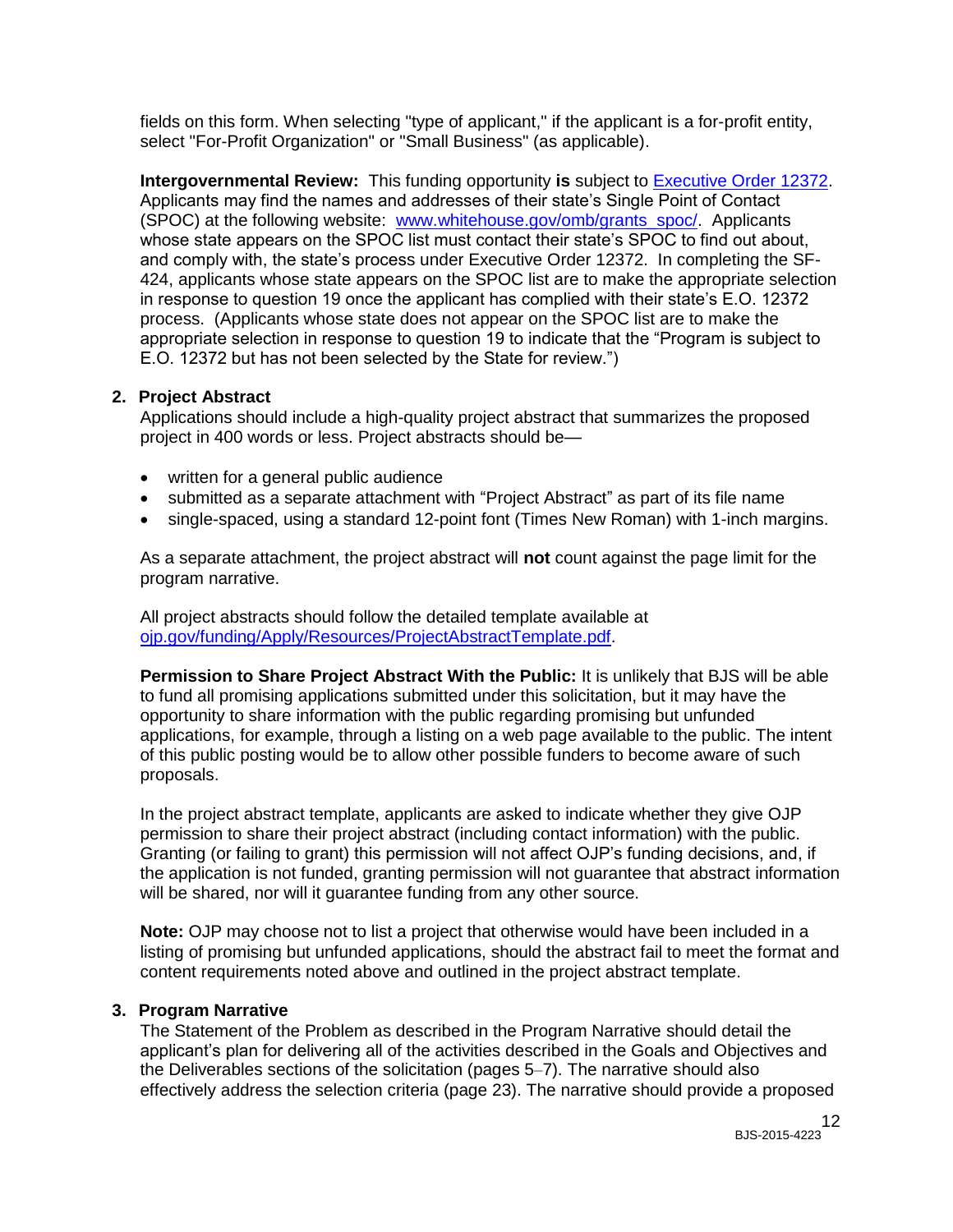fields on this form. When selecting "type of applicant," if the applicant is a for-profit entity, select "For-Profit Organization" or "Small Business" (as applicable).

**Intergovernmental Review:** This funding opportunity **is** subject to [Executive Order 12372](). Applicants may find the names and addresses of their state's Single Point of Contact (SPOC) at the following website: [www.whitehouse.gov/omb/grants_spoc/](). Applicants whose state appears on the SPOC list must contact their state's SPOC to find out about, and comply with, the state's process under Executive Order 12372. In completing the SF-424, applicants whose state appears on the SPOC list are to make the appropriate selection in response to question 19 once the applicant has complied with their state's E.O. 12372 process. (Applicants whose state does not appear on the SPOC list are to make the appropriate selection in response to question 19 to indicate that the "Program is subject to E.O. 12372 but has not been selected by the State for review.")

**2. Project Abstract**

Applications should include a high-quality project abstract that summarizes the proposed project in 400 words or less. Project abstracts should be—

- written for a general public audience
- submitted as a separate attachment with "Project Abstract" as part of its file name
- single-spaced, using a standard 12-point font (Times New Roman) with 1-inch margins.

As a separate attachment, the project abstract will **not** count against the page limit for the program narrative.

All project abstracts should follow the detailed template available at [ojp.gov/funding/Apply/Resources/ProjectAbstractTemplate.pdf]().

**Permission to Share Project Abstract With the Public:** It is unlikely that BJS will be able to fund all promising applications submitted under this solicitation, but it may have the opportunity to share information with the public regarding promising but unfunded applications, for example, through a listing on a web page available to the public. The intent of this public posting would be to allow other possible funders to become aware of such proposals.

In the project abstract template, applicants are asked to indicate whether they give OJP permission to share their project abstract (including contact information) with the public. Granting (or failing to grant) this permission will not affect OJP's funding decisions, and, if the application is not funded, granting permission will not guarantee that abstract information will be shared, nor will it guarantee funding from any other source.

**Note:** OJP may choose not to list a project that otherwise would have been included in a listing of promising but unfunded applications, should the abstract fail to meet the format and content requirements noted above and outlined in the project abstract template.

**3. Program Narrative**

The Statement of the Problem as described in the Program Narrative should detail the applicant's plan for delivering all of the activities described in the Goals and Objectives and the Deliverables sections of the solicitation (pages 5–7). The narrative should also effectively address the selection criteria (page 23). The narrative should provide a proposed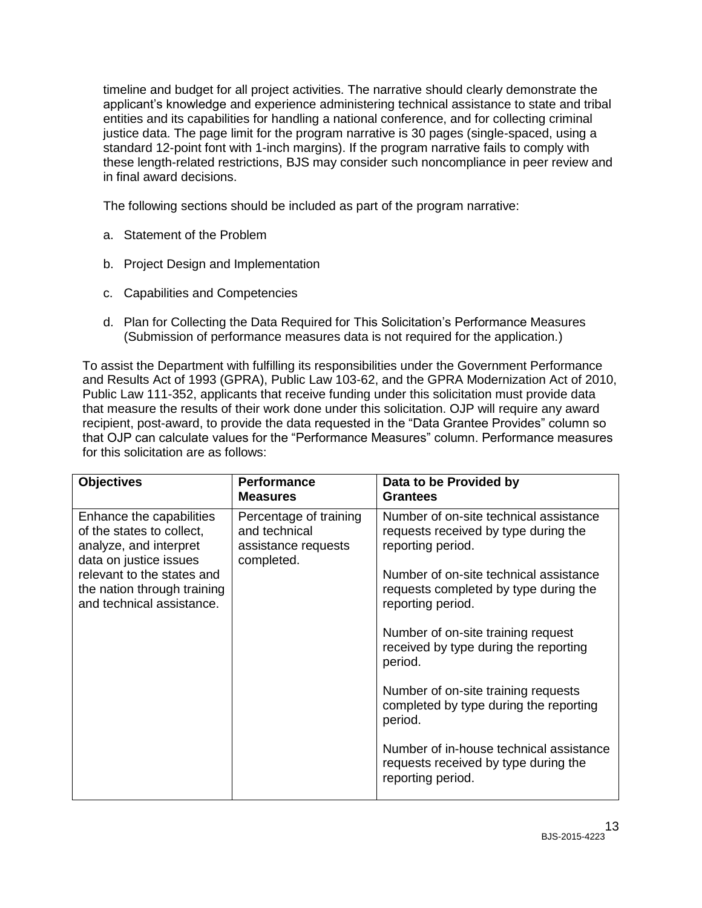timeline and budget for all project activities. The narrative should clearly demonstrate the applicant's knowledge and experience administering technical assistance to state and tribal entities and its capabilities for handling a national conference, and for collecting criminal justice data. The page limit for the program narrative is 30 pages (single-spaced, using a standard 12-point font with 1-inch margins). If the program narrative fails to comply with these length-related restrictions, BJS may consider such noncompliance in peer review and in final award decisions.

The following sections should be included as part of the program narrative:

a. Statement of the Problem

b. Project Design and Implementation

c. Capabilities and Competencies

d. Plan for Collecting the Data Required for This Solicitation's Performance Measures (Submission of performance measures data is not required for the application.)

To assist the Department with fulfilling its responsibilities under the Government Performance and Results Act of 1993 (GPRA), Public Law 103-62, and the GPRA Modernization Act of 2010, Public Law 111-352, applicants that receive funding under this solicitation must provide data that measure the results of their work done under this solicitation. OJP will require any award recipient, post-award, to provide the data requested in the "Data Grantee Provides" column so that OJP can calculate values for the "Performance Measures" column. Performance measures for this solicitation are as follows:

| Objectives | Performance Measures | Data to be Provided by Grantees |
|---|---|---|
| Enhance the capabilities of the states to collect, analyze, and interpret data on justice issues relevant to the states and the nation through training and technical assistance. | Percentage of training and technical assistance requests completed. | Number of on-site technical assistance requests received by type during the reporting period.<br><br>Number of on-site technical assistance requests completed by type during the reporting period.<br><br>Number of on-site training request received by type during the reporting period.<br><br>Number of on-site training requests completed by type during the reporting period.<br><br>Number of in-house technical assistance requests received by type during the reporting period. |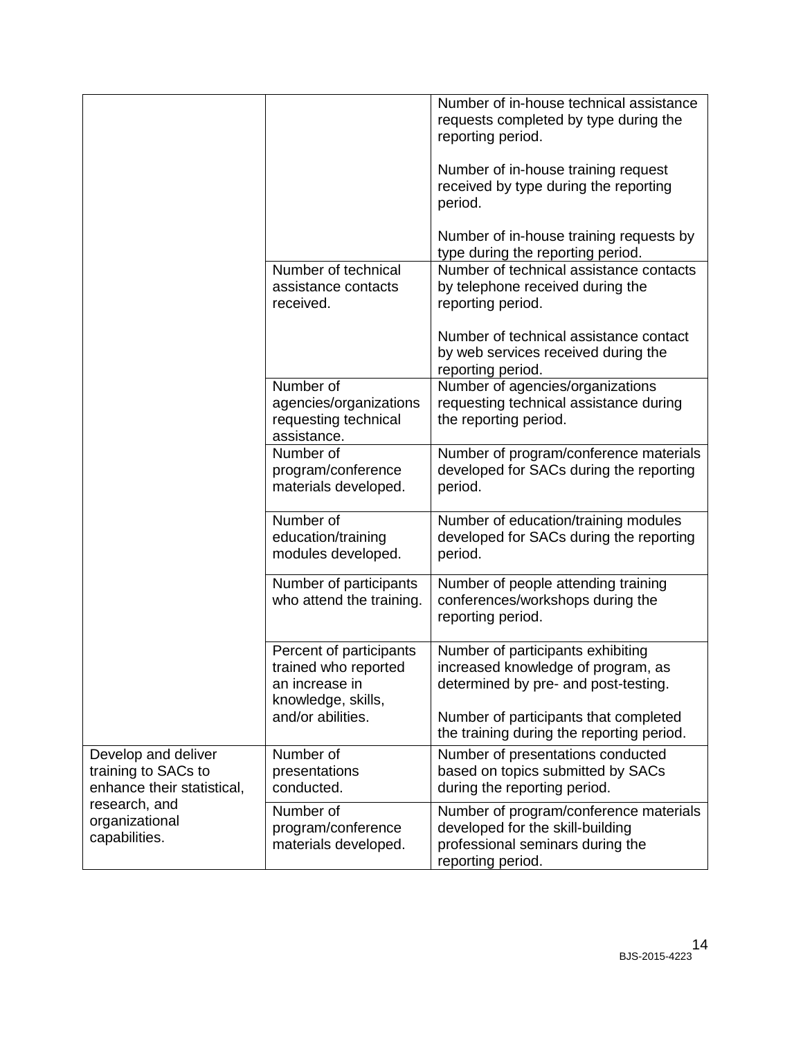| | | |
|---|---|---|
| | | Number of in-house technical assistance requests completed by type during the reporting period.<br><br>Number of in-house training request received by type during the reporting period.<br><br>Number of in-house training requests by type during the reporting period. |
| | Number of technical assistance contacts received. | Number of technical assistance contacts by telephone received during the reporting period.<br><br>Number of technical assistance contact by web services received during the reporting period. |
| | Number of agencies/organizations requesting technical assistance. | Number of agencies/organizations requesting technical assistance during the reporting period. |
| | Number of program/conference materials developed. | Number of program/conference materials developed for SACs during the reporting period. |
| | Number of education/training modules developed. | Number of education/training modules developed for SACs during the reporting period. |
| | Number of participants who attend the training. | Number of people attending training conferences/workshops during the reporting period. |
| | Percent of participants trained who reported an increase in knowledge, skills, and/or abilities. | Number of participants exhibiting increased knowledge of program, as determined by pre- and post-testing.<br><br>Number of participants that completed the training during the reporting period. |
| Develop and deliver training to SACs to enhance their statistical, research, and organizational capabilities. | Number of presentations conducted. | Number of presentations conducted based on topics submitted by SACs during the reporting period. |
| | Number of program/conference materials developed. | Number of program/conference materials developed for the skill-building professional seminars during the reporting period. |

BJS-2015-4223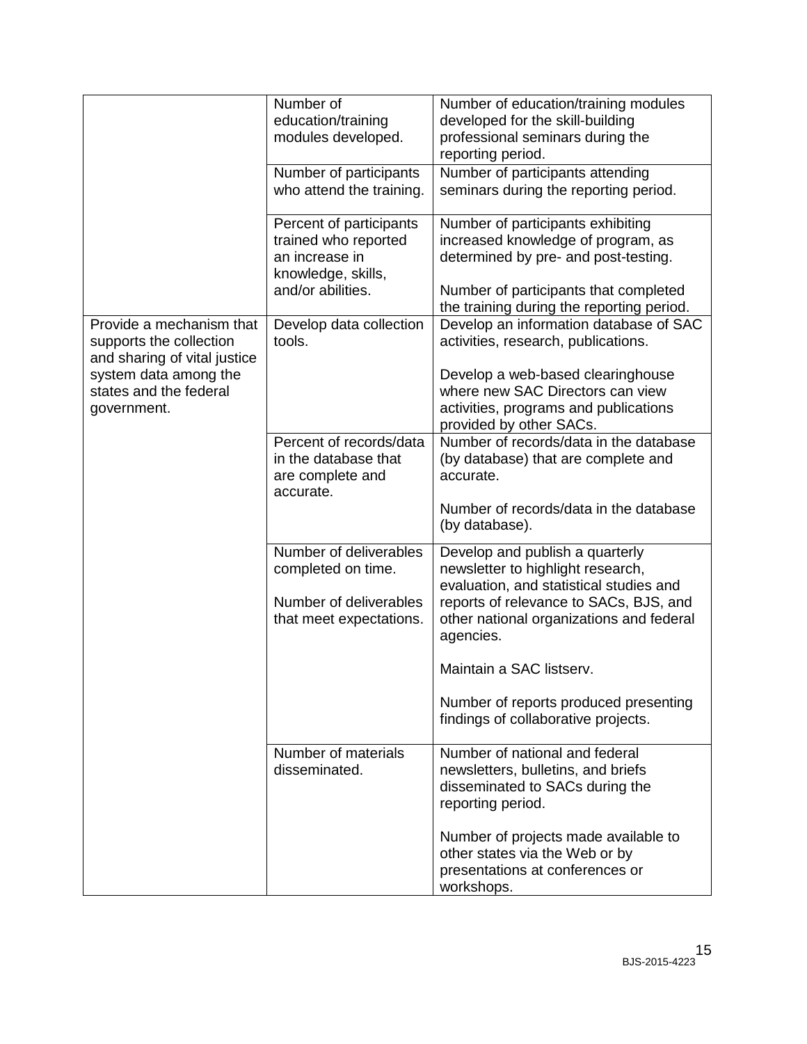| | | |
|---|---|---|
| | Number of education/training modules developed. | Number of education/training modules developed for the skill-building professional seminars during the reporting period. |
| | Number of participants who attend the training. | Number of participants attending seminars during the reporting period. |
| | Percent of participants trained who reported an increase in knowledge, skills, and/or abilities. | Number of participants exhibiting increased knowledge of program, as determined by pre- and post-testing.<br><br>Number of participants that completed the training during the reporting period. |
| Provide a mechanism that supports the collection and sharing of vital justice system data among the states and the federal government. | Develop data collection tools. | Develop an information database of SAC activities, research, publications.<br><br>Develop a web-based clearinghouse where new SAC Directors can view activities, programs and publications provided by other SACs. |
| | Percent of records/data in the database that are complete and accurate. | Number of records/data in the database (by database) that are complete and accurate.<br><br>Number of records/data in the database (by database). |
| | Number of deliverables completed on time.<br><br>Number of deliverables that meet expectations. | Develop and publish a quarterly newsletter to highlight research, evaluation, and statistical studies and reports of relevance to SACs, BJS, and other national organizations and federal agencies.<br><br>Maintain a SAC listserv.<br><br>Number of reports produced presenting findings of collaborative projects. |
| | Number of materials disseminated. | Number of national and federal newsletters, bulletins, and briefs disseminated to SACs during the reporting period.<br><br>Number of projects made available to other states via the Web or by presentations at conferences or workshops. |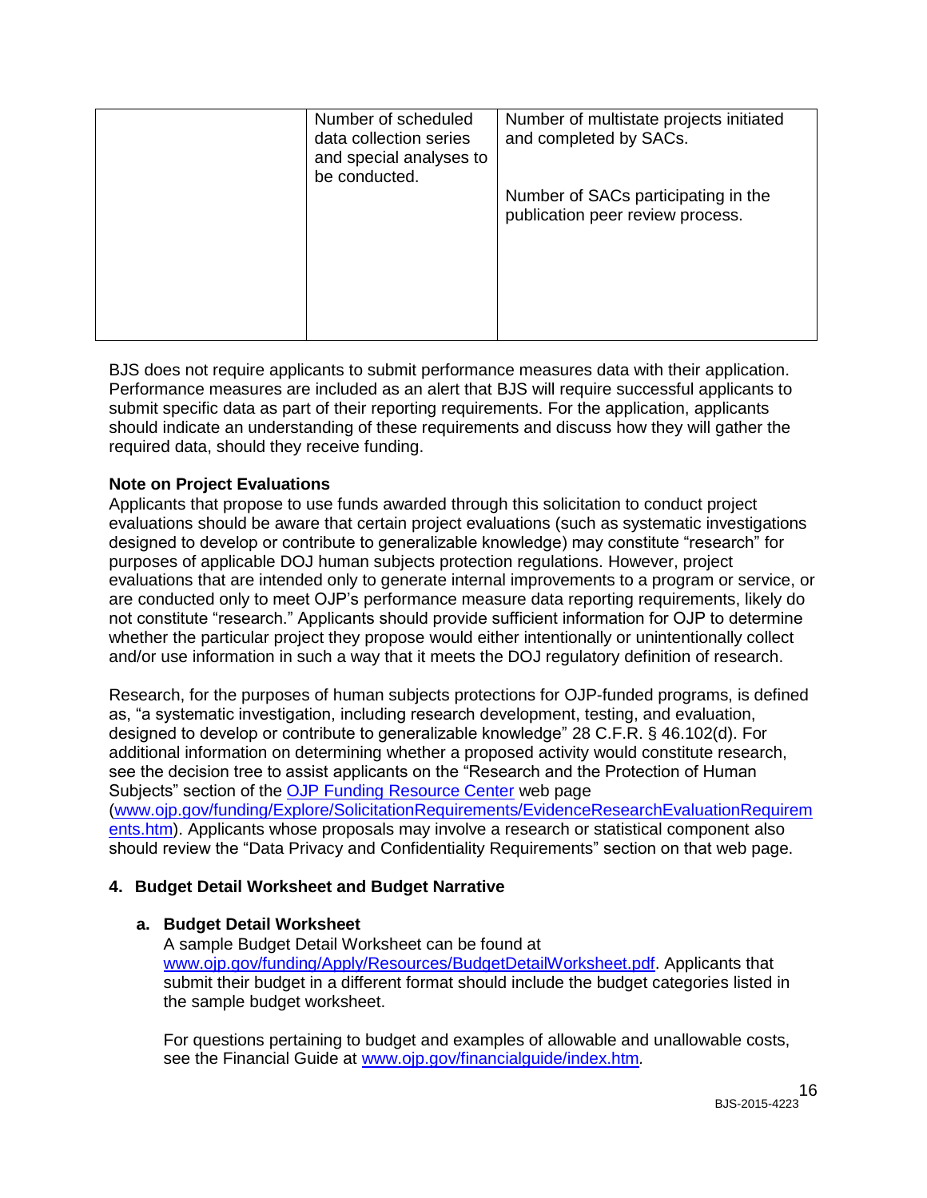| | | |
|---|---|---|
| | Number of scheduled data collection series and special analyses to be conducted. | Number of multistate projects initiated and completed by SACs.<br><br>Number of SACs participating in the publication peer review process. |

BJS does not require applicants to submit performance measures data with their application. Performance measures are included as an alert that BJS will require successful applicants to submit specific data as part of their reporting requirements. For the application, applicants should indicate an understanding of these requirements and discuss how they will gather the required data, should they receive funding.

**Note on Project Evaluations**
Applicants that propose to use funds awarded through this solicitation to conduct project evaluations should be aware that certain project evaluations (such as systematic investigations designed to develop or contribute to generalizable knowledge) may constitute "research" for purposes of applicable DOJ human subjects protection regulations. However, project evaluations that are intended only to generate internal improvements to a program or service, or are conducted only to meet OJP's performance measure data reporting requirements, likely do not constitute "research." Applicants should provide sufficient information for OJP to determine whether the particular project they propose would either intentionally or unintentionally collect and/or use information in such a way that it meets the DOJ regulatory definition of research.

Research, for the purposes of human subjects protections for OJP-funded programs, is defined as, "a systematic investigation, including research development, testing, and evaluation, designed to develop or contribute to generalizable knowledge" 28 C.F.R. § 46.102(d). For additional information on determining whether a proposed activity would constitute research, see the decision tree to assist applicants on the "Research and the Protection of Human Subjects" section of the [OJP Funding Resource Center](www.ojp.gov/funding/Explore/SolicitationRequirements/EvidenceResearchEvaluationRequirements.htm) web page ([www.ojp.gov/funding/Explore/SolicitationRequirements/EvidenceResearchEvaluationRequirements.htm](www.ojp.gov/funding/Explore/SolicitationRequirements/EvidenceResearchEvaluationRequirements.htm)). Applicants whose proposals may involve a research or statistical component also should review the "Data Privacy and Confidentiality Requirements" section on that web page.

### 4. Budget Detail Worksheet and Budget Narrative

#### a. Budget Detail Worksheet

A sample Budget Detail Worksheet can be found at [www.ojp.gov/funding/Apply/Resources/BudgetDetailWorksheet.pdf](www.ojp.gov/funding/Apply/Resources/BudgetDetailWorksheet.pdf). Applicants that submit their budget in a different format should include the budget categories listed in the sample budget worksheet.

For questions pertaining to budget and examples of allowable and unallowable costs, see the Financial Guide at [www.ojp.gov/financialguide/index.htm](www.ojp.gov/financialguide/index.htm).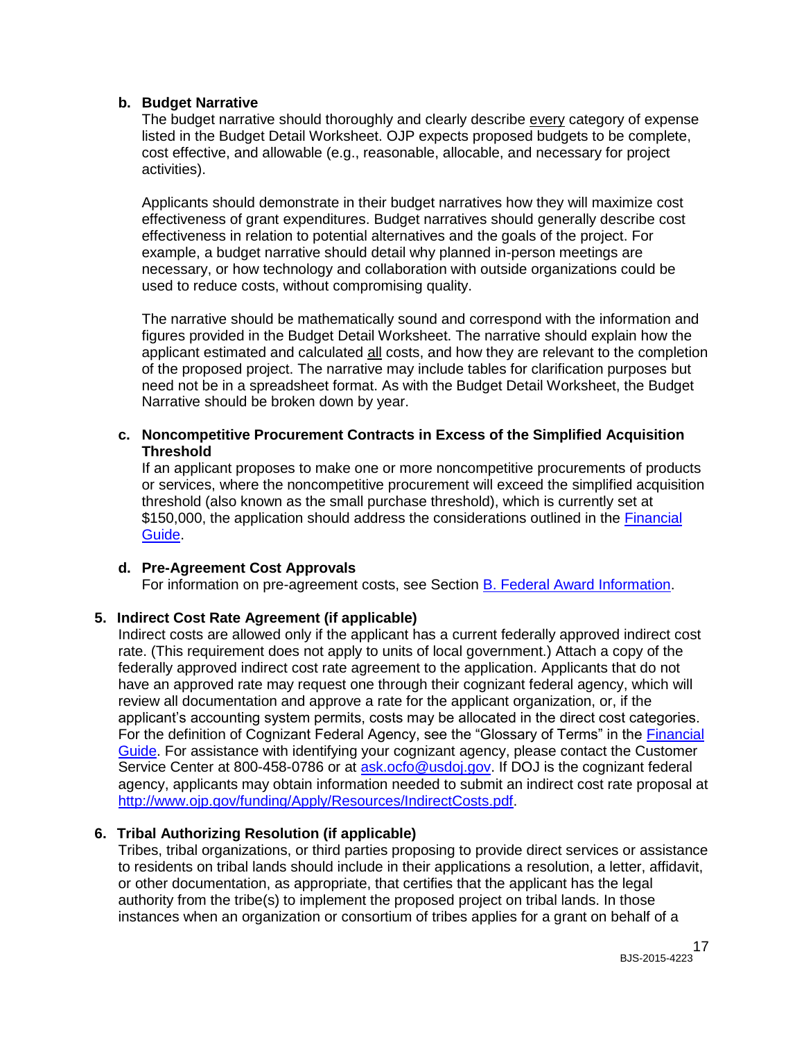**b. Budget Narrative**

The budget narrative should thoroughly and clearly describe every category of expense listed in the Budget Detail Worksheet. OJP expects proposed budgets to be complete, cost effective, and allowable (e.g., reasonable, allocable, and necessary for project activities).

Applicants should demonstrate in their budget narratives how they will maximize cost effectiveness of grant expenditures. Budget narratives should generally describe cost effectiveness in relation to potential alternatives and the goals of the project. For example, a budget narrative should detail why planned in-person meetings are necessary, or how technology and collaboration with outside organizations could be used to reduce costs, without compromising quality.

The narrative should be mathematically sound and correspond with the information and figures provided in the Budget Detail Worksheet. The narrative should explain how the applicant estimated and calculated all costs, and how they are relevant to the completion of the proposed project. The narrative may include tables for clarification purposes but need not be in a spreadsheet format. As with the Budget Detail Worksheet, the Budget Narrative should be broken down by year.

**c. Noncompetitive Procurement Contracts in Excess of the Simplified Acquisition Threshold**

If an applicant proposes to make one or more noncompetitive procurements of products or services, where the noncompetitive procurement will exceed the simplified acquisition threshold (also known as the small purchase threshold), which is currently set at $150,000, the application should address the considerations outlined in the Financial Guide.

**d. Pre-Agreement Cost Approvals**

For information on pre-agreement costs, see Section B. Federal Award Information.

**5. Indirect Cost Rate Agreement (if applicable)**

Indirect costs are allowed only if the applicant has a current federally approved indirect cost rate. (This requirement does not apply to units of local government.) Attach a copy of the federally approved indirect cost rate agreement to the application. Applicants that do not have an approved rate may request one through their cognizant federal agency, which will review all documentation and approve a rate for the applicant organization, or, if the applicant's accounting system permits, costs may be allocated in the direct cost categories. For the definition of Cognizant Federal Agency, see the "Glossary of Terms" in the Financial Guide. For assistance with identifying your cognizant agency, please contact the Customer Service Center at 800-458-0786 or at ask.ocfo@usdoj.gov. If DOJ is the cognizant federal agency, applicants may obtain information needed to submit an indirect cost rate proposal at http://www.ojp.gov/funding/Apply/Resources/IndirectCosts.pdf.

**6. Tribal Authorizing Resolution (if applicable)**

Tribes, tribal organizations, or third parties proposing to provide direct services or assistance to residents on tribal lands should include in their applications a resolution, a letter, affidavit, or other documentation, as appropriate, that certifies that the applicant has the legal authority from the tribe(s) to implement the proposed project on tribal lands. In those instances when an organization or consortium of tribes applies for a grant on behalf of a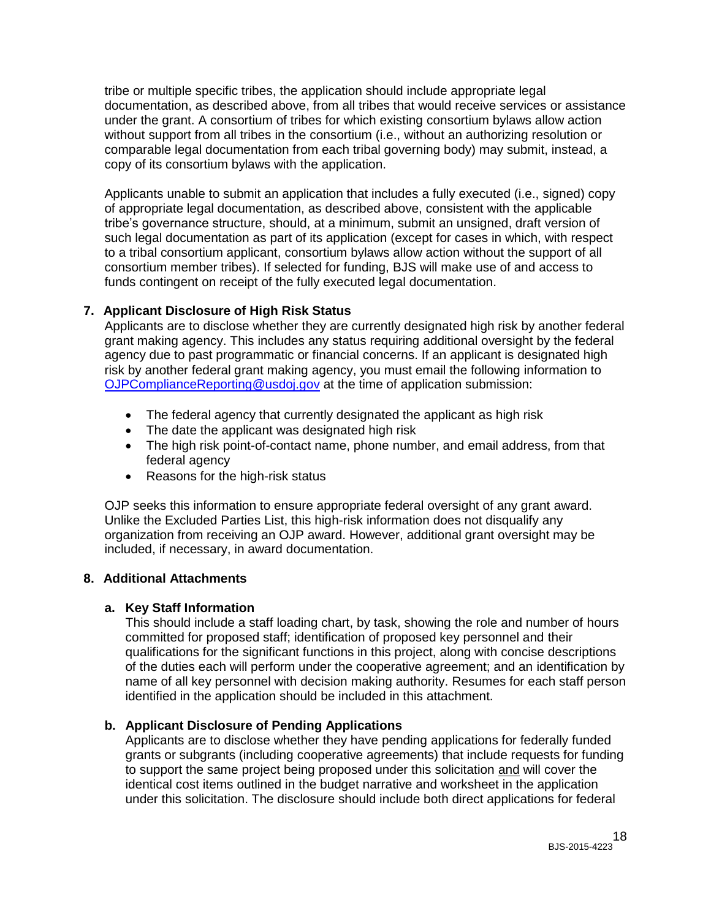tribe or multiple specific tribes, the application should include appropriate legal documentation, as described above, from all tribes that would receive services or assistance under the grant. A consortium of tribes for which existing consortium bylaws allow action without support from all tribes in the consortium (i.e., without an authorizing resolution or comparable legal documentation from each tribal governing body) may submit, instead, a copy of its consortium bylaws with the application.

Applicants unable to submit an application that includes a fully executed (i.e., signed) copy of appropriate legal documentation, as described above, consistent with the applicable tribe's governance structure, should, at a minimum, submit an unsigned, draft version of such legal documentation as part of its application (except for cases in which, with respect to a tribal consortium applicant, consortium bylaws allow action without the support of all consortium member tribes). If selected for funding, BJS will make use of and access to funds contingent on receipt of the fully executed legal documentation.

**7. Applicant Disclosure of High Risk Status**

Applicants are to disclose whether they are currently designated high risk by another federal grant making agency. This includes any status requiring additional oversight by the federal agency due to past programmatic or financial concerns. If an applicant is designated high risk by another federal grant making agency, you must email the following information to OJPComplianceReporting@usdoj.gov at the time of application submission:

- The federal agency that currently designated the applicant as high risk
- The date the applicant was designated high risk
- The high risk point-of-contact name, phone number, and email address, from that federal agency
- Reasons for the high-risk status

OJP seeks this information to ensure appropriate federal oversight of any grant award. Unlike the Excluded Parties List, this high-risk information does not disqualify any organization from receiving an OJP award. However, additional grant oversight may be included, if necessary, in award documentation.

**8. Additional Attachments**

**a. Key Staff Information**

This should include a staff loading chart, by task, showing the role and number of hours committed for proposed staff; identification of proposed key personnel and their qualifications for the significant functions in this project, along with concise descriptions of the duties each will perform under the cooperative agreement; and an identification by name of all key personnel with decision making authority. Resumes for each staff person identified in the application should be included in this attachment.

**b. Applicant Disclosure of Pending Applications**

Applicants are to disclose whether they have pending applications for federally funded grants or subgrants (including cooperative agreements) that include requests for funding to support the same project being proposed under this solicitation and will cover the identical cost items outlined in the budget narrative and worksheet in the application under this solicitation. The disclosure should include both direct applications for federal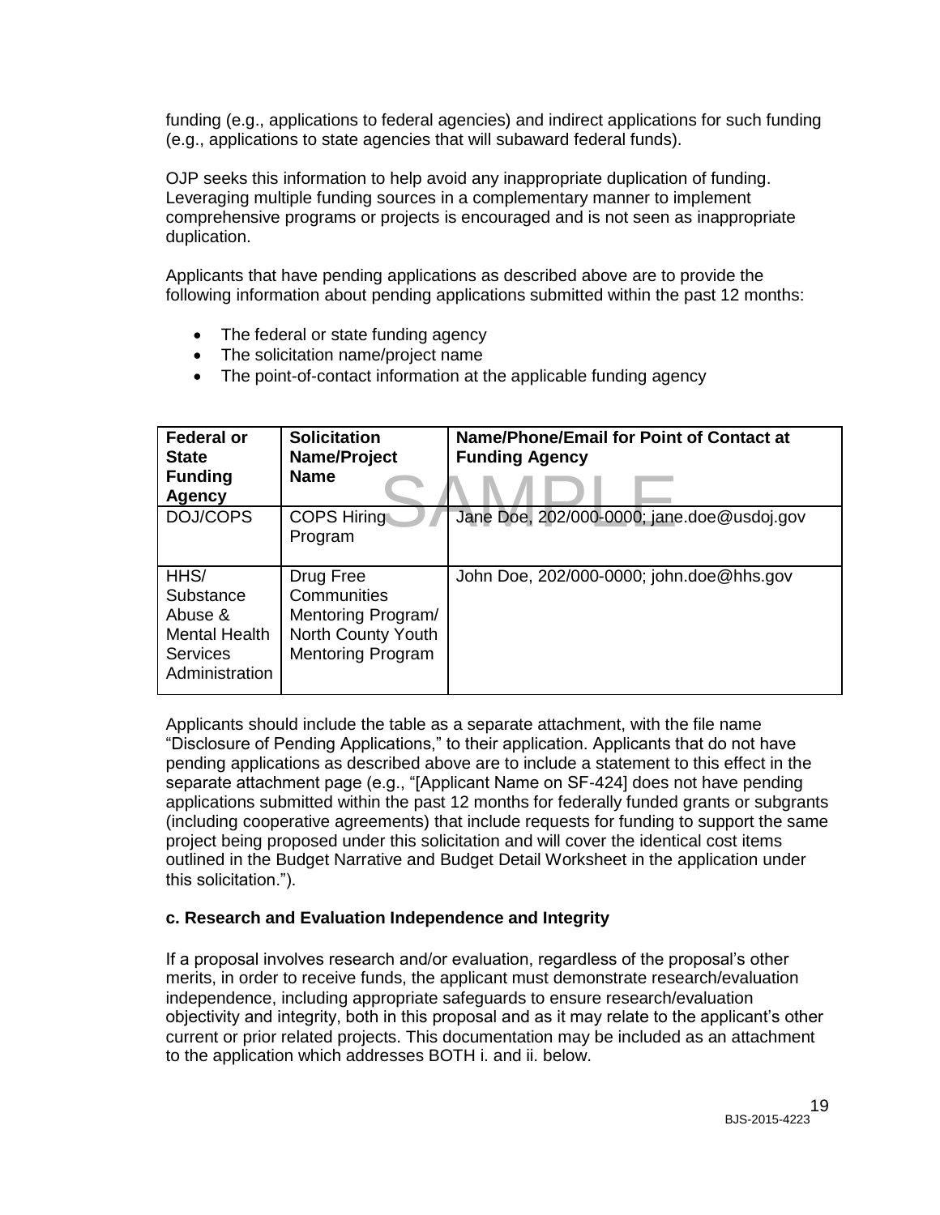funding (e.g., applications to federal agencies) and indirect applications for such funding (e.g., applications to state agencies that will subaward federal funds).

OJP seeks this information to help avoid any inappropriate duplication of funding. Leveraging multiple funding sources in a complementary manner to implement comprehensive programs or projects is encouraged and is not seen as inappropriate duplication.

Applicants that have pending applications as described above are to provide the following information about pending applications submitted within the past 12 months:

- The federal or state funding agency
- The solicitation name/project name
- The point-of-contact information at the applicable funding agency

| Federal or State Funding Agency | Solicitation Name/Project Name | Name/Phone/Email for Point of Contact at Funding Agency |
|---|---|---|
| DOJ/COPS | COPS Hiring Program | Jane Doe, 202/000-0000; jane.doe@usdoj.gov |
| HHS/ Substance Abuse & Mental Health Services Administration | Drug Free Communities Mentoring Program/ North County Youth Mentoring Program | John Doe, 202/000-0000; john.doe@hhs.gov |

Applicants should include the table as a separate attachment, with the file name "Disclosure of Pending Applications," to their application. Applicants that do not have pending applications as described above are to include a statement to this effect in the separate attachment page (e.g., "[Applicant Name on SF-424] does not have pending applications submitted within the past 12 months for federally funded grants or subgrants (including cooperative agreements) that include requests for funding to support the same project being proposed under this solicitation and will cover the identical cost items outlined in the Budget Narrative and Budget Detail Worksheet in the application under this solicitation.").

**c. Research and Evaluation Independence and Integrity**

If a proposal involves research and/or evaluation, regardless of the proposal's other merits, in order to receive funds, the applicant must demonstrate research/evaluation independence, including appropriate safeguards to ensure research/evaluation objectivity and integrity, both in this proposal and as it may relate to the applicant's other current or prior related projects. This documentation may be included as an attachment to the application which addresses BOTH i. and ii. below.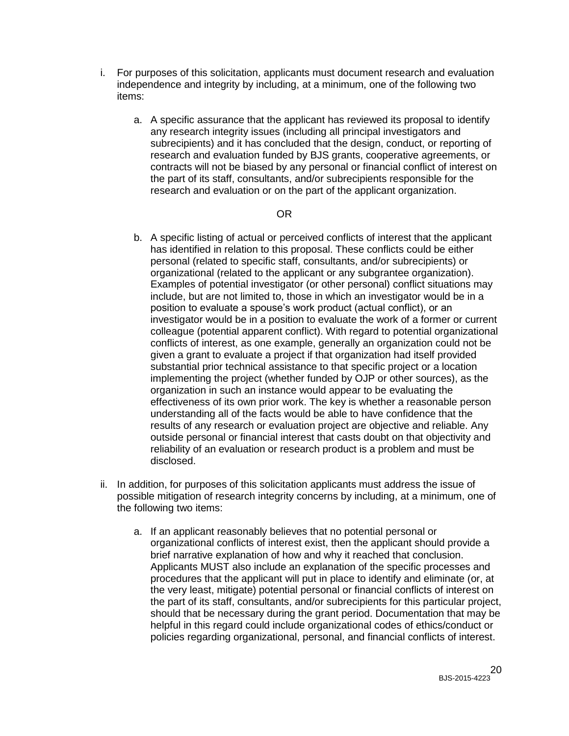i. For purposes of this solicitation, applicants must document research and evaluation independence and integrity by including, at a minimum, one of the following two items:

   a. A specific assurance that the applicant has reviewed its proposal to identify any research integrity issues (including all principal investigators and subrecipients) and it has concluded that the design, conduct, or reporting of research and evaluation funded by BJS grants, cooperative agreements, or contracts will not be biased by any personal or financial conflict of interest on the part of its staff, consultants, and/or subrecipients responsible for the research and evaluation or on the part of the applicant organization.

   OR

   b. A specific listing of actual or perceived conflicts of interest that the applicant has identified in relation to this proposal. These conflicts could be either personal (related to specific staff, consultants, and/or subrecipients) or organizational (related to the applicant or any subgrantee organization). Examples of potential investigator (or other personal) conflict situations may include, but are not limited to, those in which an investigator would be in a position to evaluate a spouse's work product (actual conflict), or an investigator would be in a position to evaluate the work of a former or current colleague (potential apparent conflict). With regard to potential organizational conflicts of interest, as one example, generally an organization could not be given a grant to evaluate a project if that organization had itself provided substantial prior technical assistance to that specific project or a location implementing the project (whether funded by OJP or other sources), as the organization in such an instance would appear to be evaluating the effectiveness of its own prior work. The key is whether a reasonable person understanding all of the facts would be able to have confidence that the results of any research or evaluation project are objective and reliable. Any outside personal or financial interest that casts doubt on that objectivity and reliability of an evaluation or research product is a problem and must be disclosed.

ii. In addition, for purposes of this solicitation applicants must address the issue of possible mitigation of research integrity concerns by including, at a minimum, one of the following two items:

   a. If an applicant reasonably believes that no potential personal or organizational conflicts of interest exist, then the applicant should provide a brief narrative explanation of how and why it reached that conclusion. Applicants MUST also include an explanation of the specific processes and procedures that the applicant will put in place to identify and eliminate (or, at the very least, mitigate) potential personal or financial conflicts of interest on the part of its staff, consultants, and/or subrecipients for this particular project, should that be necessary during the grant period. Documentation that may be helpful in this regard could include organizational codes of ethics/conduct or policies regarding organizational, personal, and financial conflicts of interest.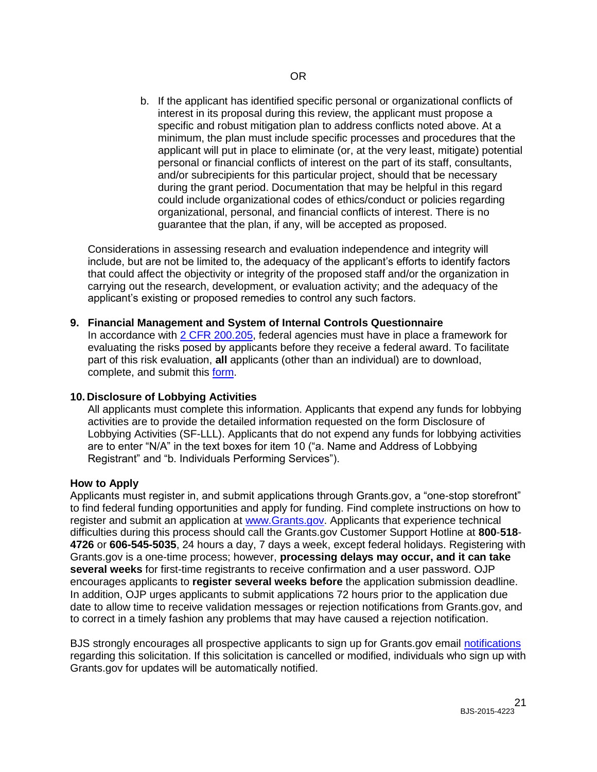OR

b. If the applicant has identified specific personal or organizational conflicts of interest in its proposal during this review, the applicant must propose a specific and robust mitigation plan to address conflicts noted above. At a minimum, the plan must include specific processes and procedures that the applicant will put in place to eliminate (or, at the very least, mitigate) potential personal or financial conflicts of interest on the part of its staff, consultants, and/or subrecipients for this particular project, should that be necessary during the grant period. Documentation that may be helpful in this regard could include organizational codes of ethics/conduct or policies regarding organizational, personal, and financial conflicts of interest. There is no guarantee that the plan, if any, will be accepted as proposed.

Considerations in assessing research and evaluation independence and integrity will include, but are not be limited to, the adequacy of the applicant's efforts to identify factors that could affect the objectivity or integrity of the proposed staff and/or the organization in carrying out the research, development, or evaluation activity; and the adequacy of the applicant's existing or proposed remedies to control any such factors.

**9. Financial Management and System of Internal Controls Questionnaire**

In accordance with 2 CFR 200.205, federal agencies must have in place a framework for evaluating the risks posed by applicants before they receive a federal award. To facilitate part of this risk evaluation, **all** applicants (other than an individual) are to download, complete, and submit this form.

**10. Disclosure of Lobbying Activities**

All applicants must complete this information. Applicants that expend any funds for lobbying activities are to provide the detailed information requested on the form Disclosure of Lobbying Activities (SF-LLL). Applicants that do not expend any funds for lobbying activities are to enter "N/A" in the text boxes for item 10 ("a. Name and Address of Lobbying Registrant" and "b. Individuals Performing Services").

**How to Apply**

Applicants must register in, and submit applications through Grants.gov, a "one-stop storefront" to find federal funding opportunities and apply for funding. Find complete instructions on how to register and submit an application at www.Grants.gov. Applicants that experience technical difficulties during this process should call the Grants.gov Customer Support Hotline at **800-518-4726** or **606-545-5035**, 24 hours a day, 7 days a week, except federal holidays. Registering with Grants.gov is a one-time process; however, **processing delays may occur, and it can take several weeks** for first-time registrants to receive confirmation and a user password. OJP encourages applicants to **register several weeks before** the application submission deadline. In addition, OJP urges applicants to submit applications 72 hours prior to the application due date to allow time to receive validation messages or rejection notifications from Grants.gov, and to correct in a timely fashion any problems that may have caused a rejection notification.

BJS strongly encourages all prospective applicants to sign up for Grants.gov email notifications regarding this solicitation. If this solicitation is cancelled or modified, individuals who sign up with Grants.gov for updates will be automatically notified.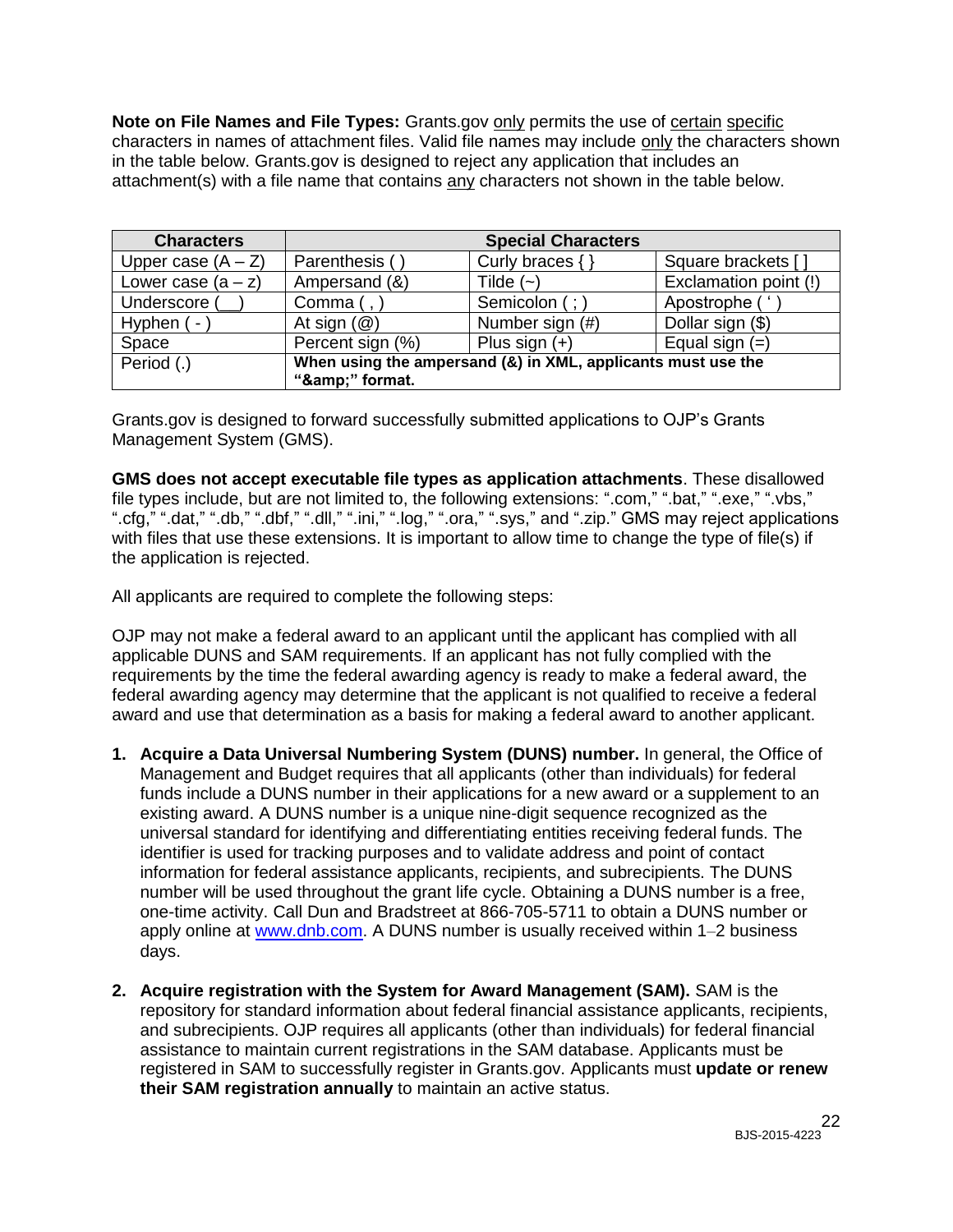**Note on File Names and File Types:** Grants.gov only permits the use of certain specific characters in names of attachment files. Valid file names may include only the characters shown in the table below. Grants.gov is designed to reject any application that includes an attachment(s) with a file name that contains any characters not shown in the table below.

| Characters | Special Characters | | |
|---|---|---|---|
| Upper case (A – Z) | Parenthesis ( ) | Curly braces { } | Square brackets [ ] |
| Lower case (a – z) | Ampersand (&) | Tilde (~) | Exclamation point (!) |
| Underscore ( __ ) | Comma ( , ) | Semicolon ( ; ) | Apostrophe ( ' ) |
| Hyphen ( - ) | At sign (@) | Number sign (#) | Dollar sign ($) |
| Space | Percent sign (%) | Plus sign (+) | Equal sign (=) |
| Period (.) | **When using the ampersand (&) in XML, applicants must use the "&amp;amp;" format.** | | |

Grants.gov is designed to forward successfully submitted applications to OJP's Grants Management System (GMS).

**GMS does not accept executable file types as application attachments**. These disallowed file types include, but are not limited to, the following extensions: ".com," ".bat," ".exe," ".vbs," ".cfg," ".dat," ".db," ".dbf," ".dll," ".ini," ".log," ".ora," ".sys," and ".zip." GMS may reject applications with files that use these extensions. It is important to allow time to change the type of file(s) if the application is rejected.

All applicants are required to complete the following steps:

OJP may not make a federal award to an applicant until the applicant has complied with all applicable DUNS and SAM requirements. If an applicant has not fully complied with the requirements by the time the federal awarding agency is ready to make a federal award, the federal awarding agency may determine that the applicant is not qualified to receive a federal award and use that determination as a basis for making a federal award to another applicant.

1. **Acquire a Data Universal Numbering System (DUNS) number.** In general, the Office of Management and Budget requires that all applicants (other than individuals) for federal funds include a DUNS number in their applications for a new award or a supplement to an existing award. A DUNS number is a unique nine-digit sequence recognized as the universal standard for identifying and differentiating entities receiving federal funds. The identifier is used for tracking purposes and to validate address and point of contact information for federal assistance applicants, recipients, and subrecipients. The DUNS number will be used throughout the grant life cycle. Obtaining a DUNS number is a free, one-time activity. Call Dun and Bradstreet at 866-705-5711 to obtain a DUNS number or apply online at www.dnb.com. A DUNS number is usually received within 1–2 business days.

2. **Acquire registration with the System for Award Management (SAM).** SAM is the repository for standard information about federal financial assistance applicants, recipients, and subrecipients. OJP requires all applicants (other than individuals) for federal financial assistance to maintain current registrations in the SAM database. Applicants must be registered in SAM to successfully register in Grants.gov. Applicants must **update or renew their SAM registration annually** to maintain an active status.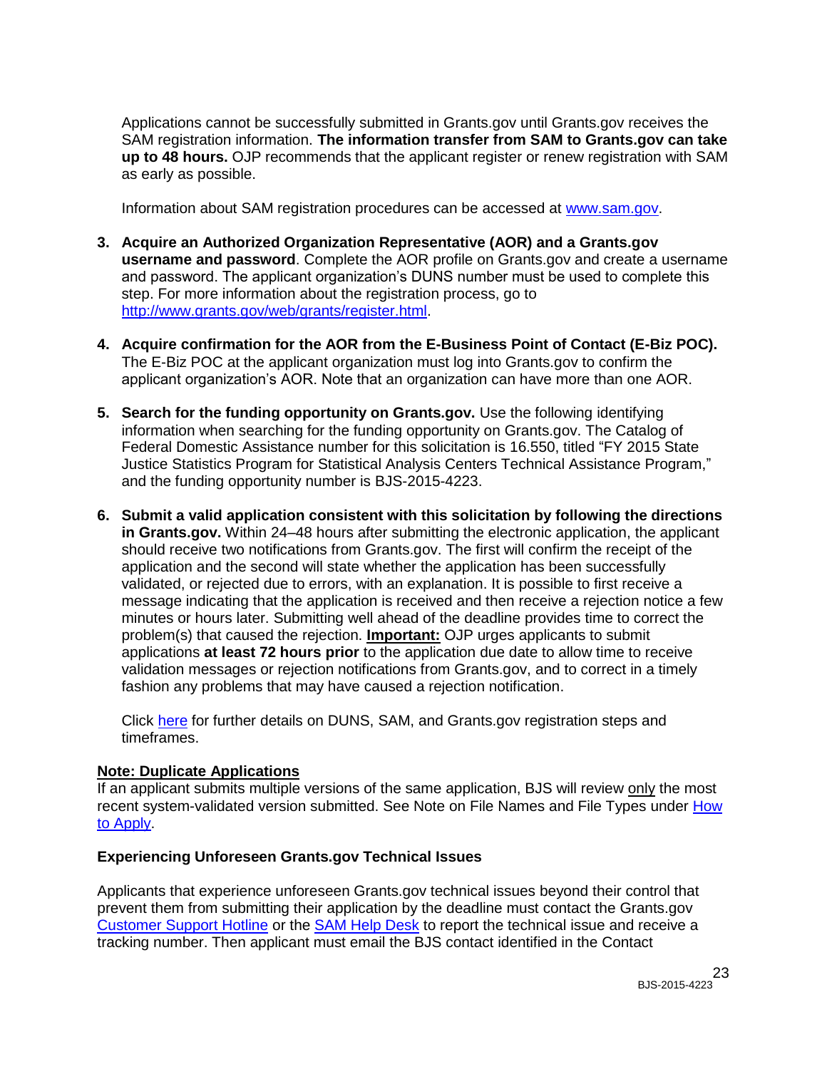Applications cannot be successfully submitted in Grants.gov until Grants.gov receives the SAM registration information. **The information transfer from SAM to Grants.gov can take up to 48 hours.** OJP recommends that the applicant register or renew registration with SAM as early as possible.

Information about SAM registration procedures can be accessed at [www.sam.gov](www.sam.gov).

3. **Acquire an Authorized Organization Representative (AOR) and a Grants.gov username and password**. Complete the AOR profile on Grants.gov and create a username and password. The applicant organization's DUNS number must be used to complete this step. For more information about the registration process, go to [http://www.grants.gov/web/grants/register.html](http://www.grants.gov/web/grants/register.html).

4. **Acquire confirmation for the AOR from the E-Business Point of Contact (E-Biz POC).** The E-Biz POC at the applicant organization must log into Grants.gov to confirm the applicant organization's AOR. Note that an organization can have more than one AOR.

5. **Search for the funding opportunity on Grants.gov.** Use the following identifying information when searching for the funding opportunity on Grants.gov. The Catalog of Federal Domestic Assistance number for this solicitation is 16.550, titled "FY 2015 State Justice Statistics Program for Statistical Analysis Centers Technical Assistance Program," and the funding opportunity number is BJS-2015-4223.

6. **Submit a valid application consistent with this solicitation by following the directions in Grants.gov.** Within 24–48 hours after submitting the electronic application, the applicant should receive two notifications from Grants.gov. The first will confirm the receipt of the application and the second will state whether the application has been successfully validated, or rejected due to errors, with an explanation. It is possible to first receive a message indicating that the application is received and then receive a rejection notice a few minutes or hours later. Submitting well ahead of the deadline provides time to correct the problem(s) that caused the rejection. **Important:** OJP urges applicants to submit applications **at least 72 hours prior** to the application due date to allow time to receive validation messages or rejection notifications from Grants.gov, and to correct in a timely fashion any problems that may have caused a rejection notification.

   Click [here]() for further details on DUNS, SAM, and Grants.gov registration steps and timeframes.

**Note: Duplicate Applications**

If an applicant submits multiple versions of the same application, BJS will review only the most recent system-validated version submitted. See Note on File Names and File Types under [How to Apply]().

**Experiencing Unforeseen Grants.gov Technical Issues**

Applicants that experience unforeseen Grants.gov technical issues beyond their control that prevent them from submitting their application by the deadline must contact the Grants.gov [Customer Support Hotline]() or the [SAM Help Desk]() to report the technical issue and receive a tracking number. Then applicant must email the BJS contact identified in the Contact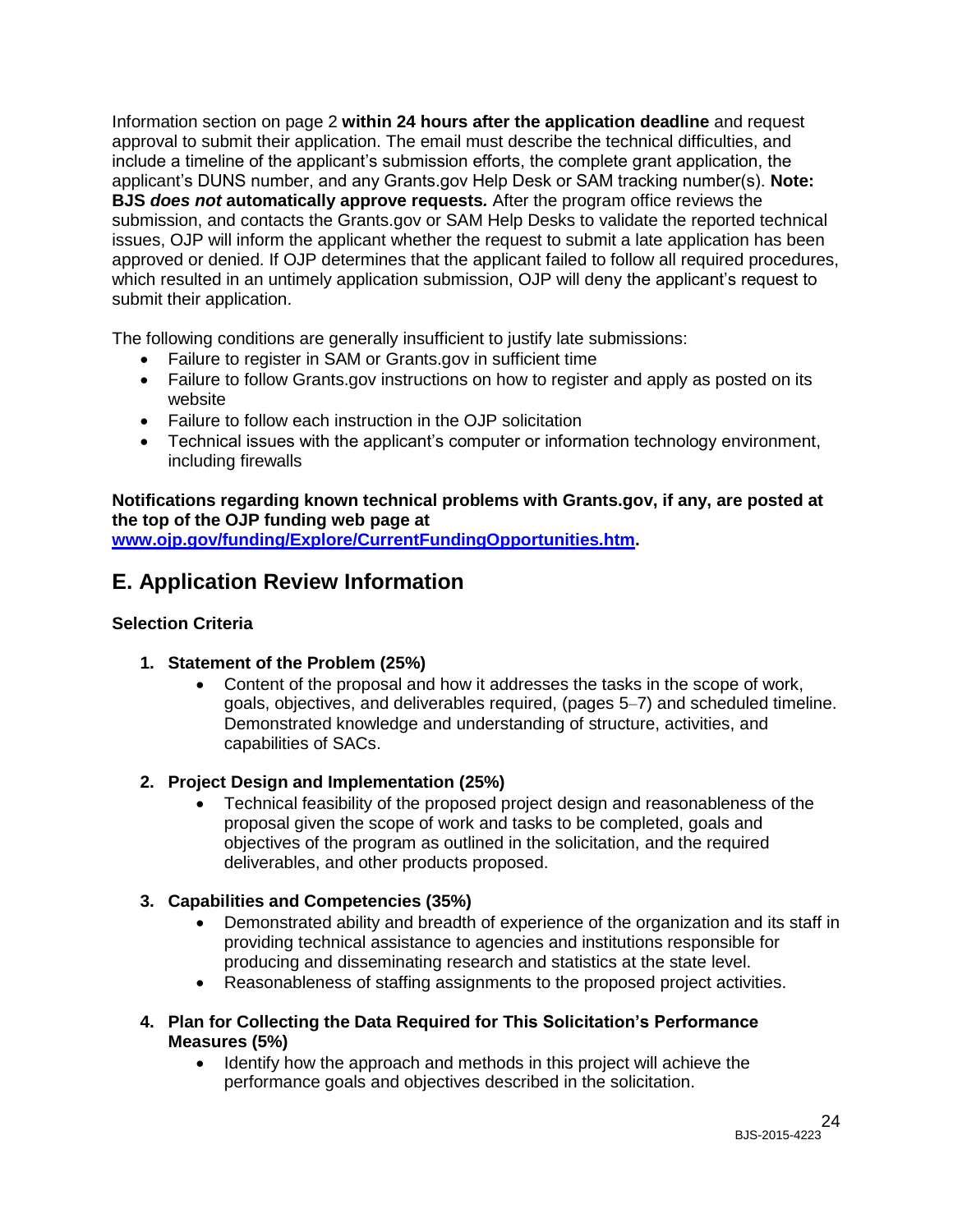Information section on page 2 **within 24 hours after the application deadline** and request approval to submit their application. The email must describe the technical difficulties, and include a timeline of the applicant's submission efforts, the complete grant application, the applicant's DUNS number, and any Grants.gov Help Desk or SAM tracking number(s). **Note: BJS *does not* automatically approve requests.** After the program office reviews the submission, and contacts the Grants.gov or SAM Help Desks to validate the reported technical issues, OJP will inform the applicant whether the request to submit a late application has been approved or denied. If OJP determines that the applicant failed to follow all required procedures, which resulted in an untimely application submission, OJP will deny the applicant's request to submit their application.

The following conditions are generally insufficient to justify late submissions:

- Failure to register in SAM or Grants.gov in sufficient time
- Failure to follow Grants.gov instructions on how to register and apply as posted on its website
- Failure to follow each instruction in the OJP solicitation
- Technical issues with the applicant's computer or information technology environment, including firewalls

**Notifications regarding known technical problems with Grants.gov, if any, are posted at the top of the OJP funding web page at [www.ojp.gov/funding/Explore/CurrentFundingOpportunities.htm](http://www.ojp.gov/funding/Explore/CurrentFundingOpportunities.htm).**

## E. Application Review Information

**Selection Criteria**

1. **Statement of the Problem (25%)**
   - Content of the proposal and how it addresses the tasks in the scope of work, goals, objectives, and deliverables required, (pages 5–7) and scheduled timeline. Demonstrated knowledge and understanding of structure, activities, and capabilities of SACs.

2. **Project Design and Implementation (25%)**
   - Technical feasibility of the proposed project design and reasonableness of the proposal given the scope of work and tasks to be completed, goals and objectives of the program as outlined in the solicitation, and the required deliverables, and other products proposed.

3. **Capabilities and Competencies (35%)**
   - Demonstrated ability and breadth of experience of the organization and its staff in providing technical assistance to agencies and institutions responsible for producing and disseminating research and statistics at the state level.
   - Reasonableness of staffing assignments to the proposed project activities.

4. **Plan for Collecting the Data Required for This Solicitation's Performance Measures (5%)**
   - Identify how the approach and methods in this project will achieve the performance goals and objectives described in the solicitation.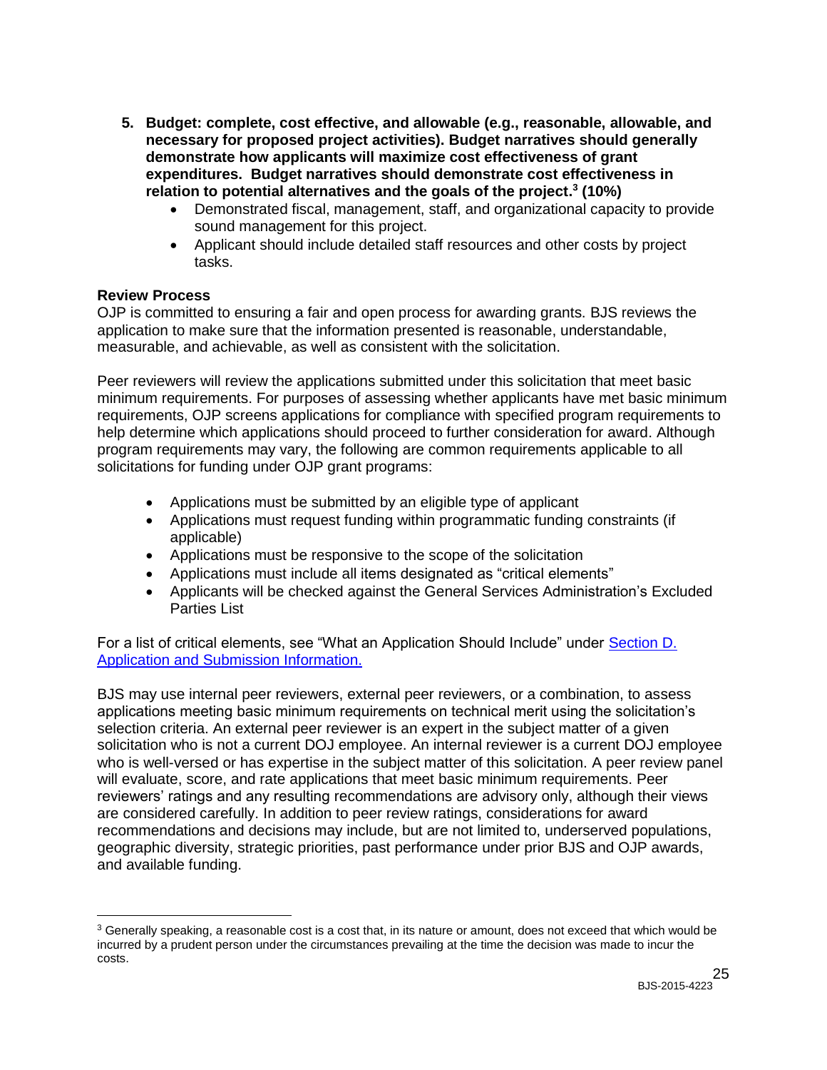5. **Budget: complete, cost effective, and allowable (e.g., reasonable, allowable, and necessary for proposed project activities). Budget narratives should generally demonstrate how applicants will maximize cost effectiveness of grant expenditures. Budget narratives should demonstrate cost effectiveness in relation to potential alternatives and the goals of the project.[3] (10%)**
   - Demonstrated fiscal, management, staff, and organizational capacity to provide sound management for this project.
   - Applicant should include detailed staff resources and other costs by project tasks.

**Review Process**

OJP is committed to ensuring a fair and open process for awarding grants. BJS reviews the application to make sure that the information presented is reasonable, understandable, measurable, and achievable, as well as consistent with the solicitation.

Peer reviewers will review the applications submitted under this solicitation that meet basic minimum requirements. For purposes of assessing whether applicants have met basic minimum requirements, OJP screens applications for compliance with specified program requirements to help determine which applications should proceed to further consideration for award. Although program requirements may vary, the following are common requirements applicable to all solicitations for funding under OJP grant programs:

- Applications must be submitted by an eligible type of applicant
- Applications must request funding within programmatic funding constraints (if applicable)
- Applications must be responsive to the scope of the solicitation
- Applications must include all items designated as "critical elements"
- Applicants will be checked against the General Services Administration's Excluded Parties List

For a list of critical elements, see "What an Application Should Include" under [Section D. Application and Submission Information.](#)

BJS may use internal peer reviewers, external peer reviewers, or a combination, to assess applications meeting basic minimum requirements on technical merit using the solicitation's selection criteria. An external peer reviewer is an expert in the subject matter of a given solicitation who is not a current DOJ employee. An internal reviewer is a current DOJ employee who is well-versed or has expertise in the subject matter of this solicitation. A peer review panel will evaluate, score, and rate applications that meet basic minimum requirements. Peer reviewers' ratings and any resulting recommendations are advisory only, although their views are considered carefully. In addition to peer review ratings, considerations for award recommendations and decisions may include, but are not limited to, underserved populations, geographic diversity, strategic priorities, past performance under prior BJS and OJP awards, and available funding.

---

[3] Generally speaking, a reasonable cost is a cost that, in its nature or amount, does not exceed that which would be incurred by a prudent person under the circumstances prevailing at the time the decision was made to incur the costs.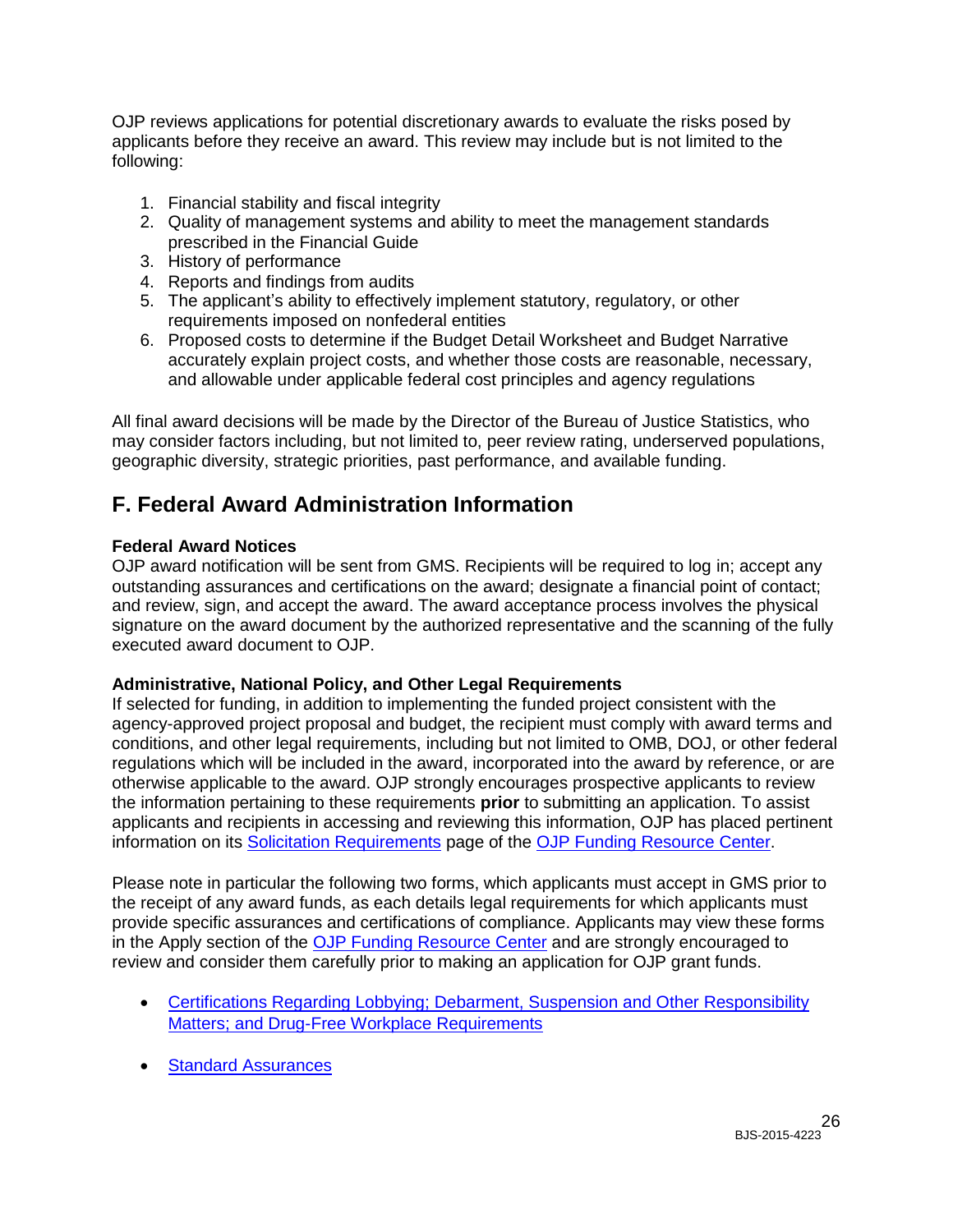OJP reviews applications for potential discretionary awards to evaluate the risks posed by applicants before they receive an award. This review may include but is not limited to the following:

1. Financial stability and fiscal integrity
2. Quality of management systems and ability to meet the management standards prescribed in the Financial Guide
3. History of performance
4. Reports and findings from audits
5. The applicant's ability to effectively implement statutory, regulatory, or other requirements imposed on nonfederal entities
6. Proposed costs to determine if the Budget Detail Worksheet and Budget Narrative accurately explain project costs, and whether those costs are reasonable, necessary, and allowable under applicable federal cost principles and agency regulations

All final award decisions will be made by the Director of the Bureau of Justice Statistics, who may consider factors including, but not limited to, peer review rating, underserved populations, geographic diversity, strategic priorities, past performance, and available funding.

## F. Federal Award Administration Information

**Federal Award Notices**

OJP award notification will be sent from GMS. Recipients will be required to log in; accept any outstanding assurances and certifications on the award; designate a financial point of contact; and review, sign, and accept the award. The award acceptance process involves the physical signature on the award document by the authorized representative and the scanning of the fully executed award document to OJP.

**Administrative, National Policy, and Other Legal Requirements**

If selected for funding, in addition to implementing the funded project consistent with the agency-approved project proposal and budget, the recipient must comply with award terms and conditions, and other legal requirements, including but not limited to OMB, DOJ, or other federal regulations which will be included in the award, incorporated into the award by reference, or are otherwise applicable to the award. OJP strongly encourages prospective applicants to review the information pertaining to these requirements **prior** to submitting an application. To assist applicants and recipients in accessing and reviewing this information, OJP has placed pertinent information on its Solicitation Requirements page of the OJP Funding Resource Center.

Please note in particular the following two forms, which applicants must accept in GMS prior to the receipt of any award funds, as each details legal requirements for which applicants must provide specific assurances and certifications of compliance. Applicants may view these forms in the Apply section of the OJP Funding Resource Center and are strongly encouraged to review and consider them carefully prior to making an application for OJP grant funds.

- Certifications Regarding Lobbying; Debarment, Suspension and Other Responsibility Matters; and Drug-Free Workplace Requirements
- Standard Assurances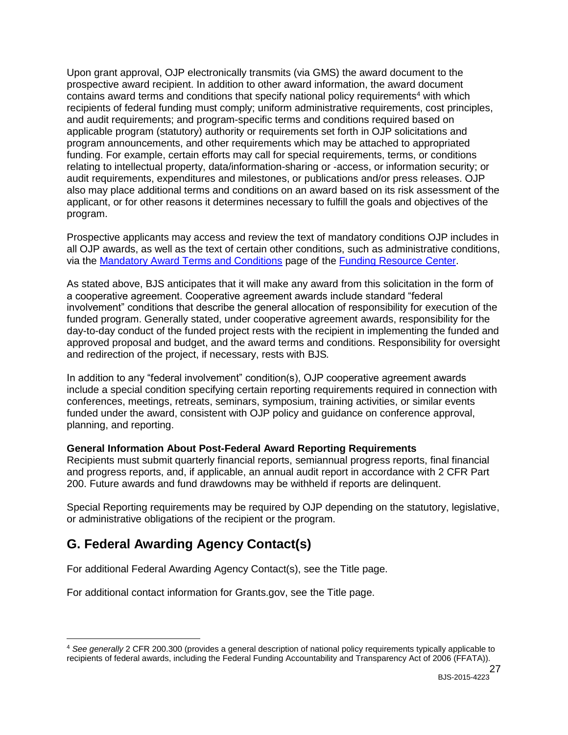Upon grant approval, OJP electronically transmits (via GMS) the award document to the prospective award recipient. In addition to other award information, the award document contains award terms and conditions that specify national policy requirements[4] with which recipients of federal funding must comply; uniform administrative requirements, cost principles, and audit requirements; and program-specific terms and conditions required based on applicable program (statutory) authority or requirements set forth in OJP solicitations and program announcements, and other requirements which may be attached to appropriated funding. For example, certain efforts may call for special requirements, terms, or conditions relating to intellectual property, data/information-sharing or -access, or information security; or audit requirements, expenditures and milestones, or publications and/or press releases. OJP also may place additional terms and conditions on an award based on its risk assessment of the applicant, or for other reasons it determines necessary to fulfill the goals and objectives of the program.

Prospective applicants may access and review the text of mandatory conditions OJP includes in all OJP awards, as well as the text of certain other conditions, such as administrative conditions, via the [Mandatory Award Terms and Conditions] page of the [Funding Resource Center].

As stated above, BJS anticipates that it will make any award from this solicitation in the form of a cooperative agreement. Cooperative agreement awards include standard "federal involvement" conditions that describe the general allocation of responsibility for execution of the funded program. Generally stated, under cooperative agreement awards, responsibility for the day-to-day conduct of the funded project rests with the recipient in implementing the funded and approved proposal and budget, and the award terms and conditions. Responsibility for oversight and redirection of the project, if necessary, rests with BJS*.*

In addition to any "federal involvement" condition(s), OJP cooperative agreement awards include a special condition specifying certain reporting requirements required in connection with conferences, meetings, retreats, seminars, symposium, training activities, or similar events funded under the award, consistent with OJP policy and guidance on conference approval, planning, and reporting.

**General Information About Post-Federal Award Reporting Requirements**
Recipients must submit quarterly financial reports, semiannual progress reports, final financial and progress reports, and, if applicable, an annual audit report in accordance with 2 CFR Part 200. Future awards and fund drawdowns may be withheld if reports are delinquent.

Special Reporting requirements may be required by OJP depending on the statutory, legislative, or administrative obligations of the recipient or the program.

## G. Federal Awarding Agency Contact(s)

For additional Federal Awarding Agency Contact(s), see the Title page.

For additional contact information for Grants.gov, see the Title page.

---

[4] *See generally* 2 CFR 200.300 (provides a general description of national policy requirements typically applicable to recipients of federal awards, including the Federal Funding Accountability and Transparency Act of 2006 (FFATA)).

BJS-2015-4223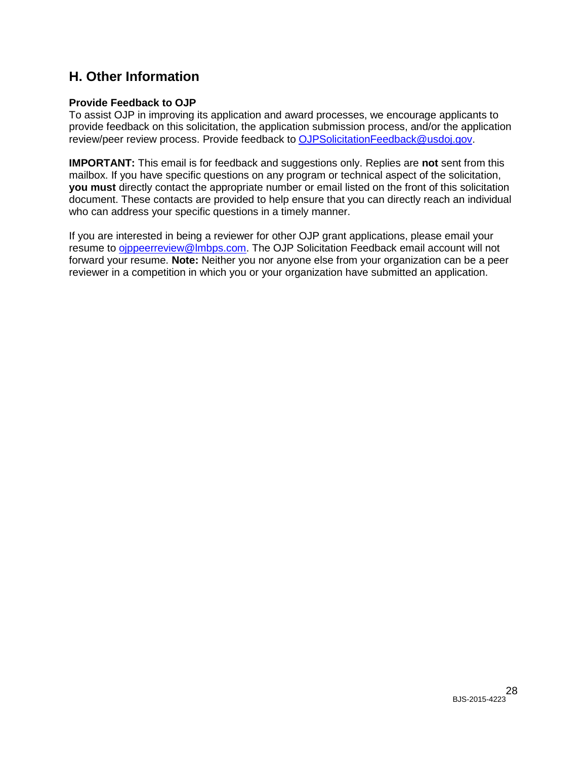## H. Other Information

**Provide Feedback to OJP**
To assist OJP in improving its application and award processes, we encourage applicants to provide feedback on this solicitation, the application submission process, and/or the application review/peer review process. Provide feedback to OJPSolicitationFeedback@usdoj.gov.

**IMPORTANT:** This email is for feedback and suggestions only. Replies are **not** sent from this mailbox. If you have specific questions on any program or technical aspect of the solicitation, **you must** directly contact the appropriate number or email listed on the front of this solicitation document. These contacts are provided to help ensure that you can directly reach an individual who can address your specific questions in a timely manner.

If you are interested in being a reviewer for other OJP grant applications, please email your resume to ojppeerreview@lmbps.com. The OJP Solicitation Feedback email account will not forward your resume. **Note:** Neither you nor anyone else from your organization can be a peer reviewer in a competition in which you or your organization have submitted an application.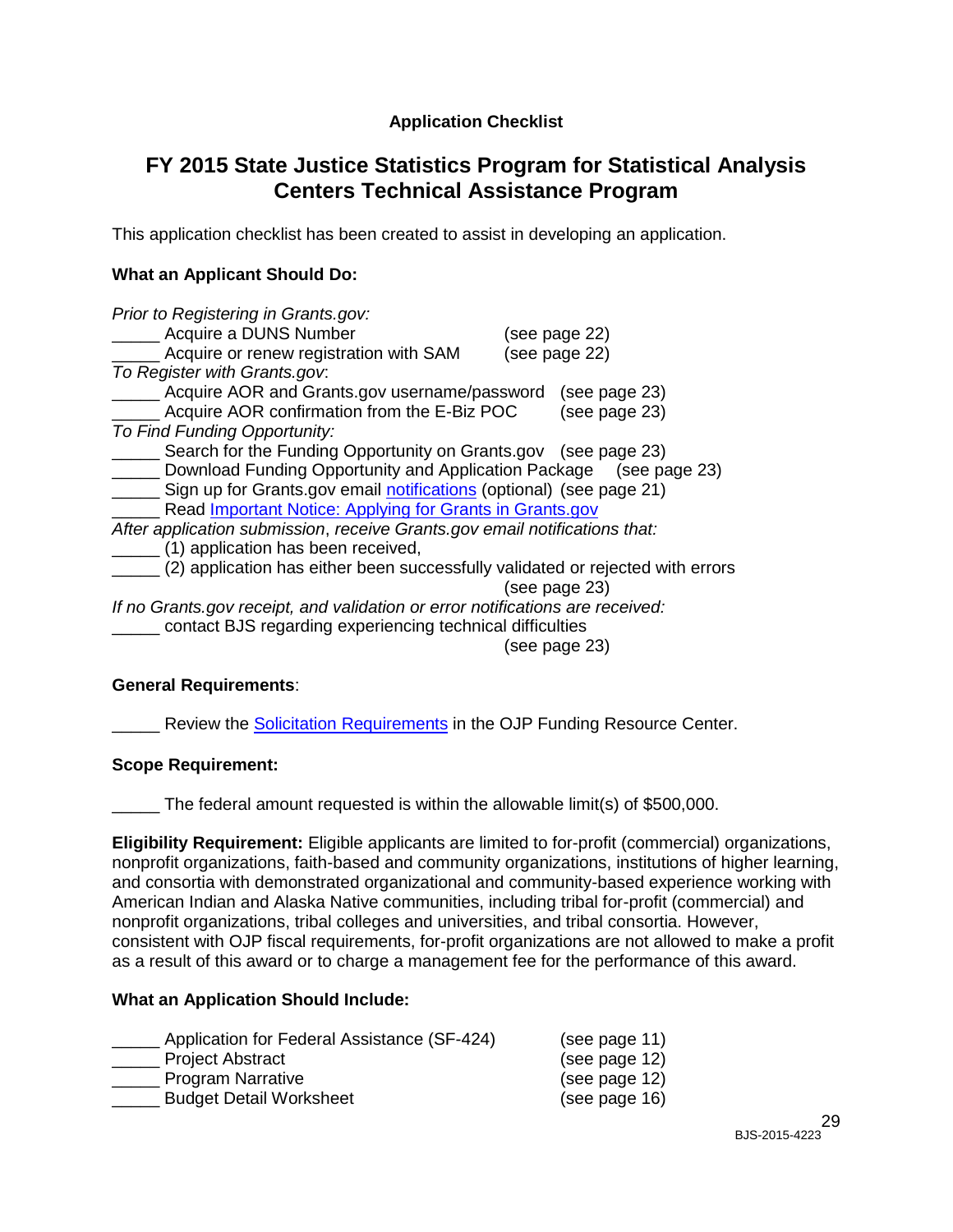**Application Checklist**

## FY 2015 State Justice Statistics Program for Statistical Analysis Centers Technical Assistance Program

This application checklist has been created to assist in developing an application.

**What an Applicant Should Do:**

*Prior to Registering in Grants.gov:*
_____ Acquire a DUNS Number (see page 22)
_____ Acquire or renew registration with SAM (see page 22)
*To Register with Grants.gov*:
_____ Acquire AOR and Grants.gov username/password (see page 23)
_____ Acquire AOR confirmation from the E-Biz POC (see page 23)
*To Find Funding Opportunity:*
_____ Search for the Funding Opportunity on Grants.gov (see page 23)
_____ Download Funding Opportunity and Application Package (see page 23)
_____ Sign up for Grants.gov email notifications (optional) (see page 21)
_____ Read Important Notice: Applying for Grants in Grants.gov
*After application submission*, *receive Grants.gov email notifications that:*
_____ (1) application has been received,
_____ (2) application has either been successfully validated or rejected with errors (see page 23)
*If no Grants.gov receipt, and validation or error notifications are received:*
_____ contact BJS regarding experiencing technical difficulties (see page 23)

**General Requirements**:

_____ Review the Solicitation Requirements in the OJP Funding Resource Center.

**Scope Requirement:**

_____ The federal amount requested is within the allowable limit(s) of $500,000.

**Eligibility Requirement:** Eligible applicants are limited to for-profit (commercial) organizations, nonprofit organizations, faith-based and community organizations, institutions of higher learning, and consortia with demonstrated organizational and community-based experience working with American Indian and Alaska Native communities, including tribal for-profit (commercial) and nonprofit organizations, tribal colleges and universities, and tribal consortia. However, consistent with OJP fiscal requirements, for-profit organizations are not allowed to make a profit as a result of this award or to charge a management fee for the performance of this award.

**What an Application Should Include:**

_____ Application for Federal Assistance (SF-424) (see page 11)
_____ Project Abstract (see page 12)
_____ Program Narrative (see page 12)
_____ Budget Detail Worksheet (see page 16)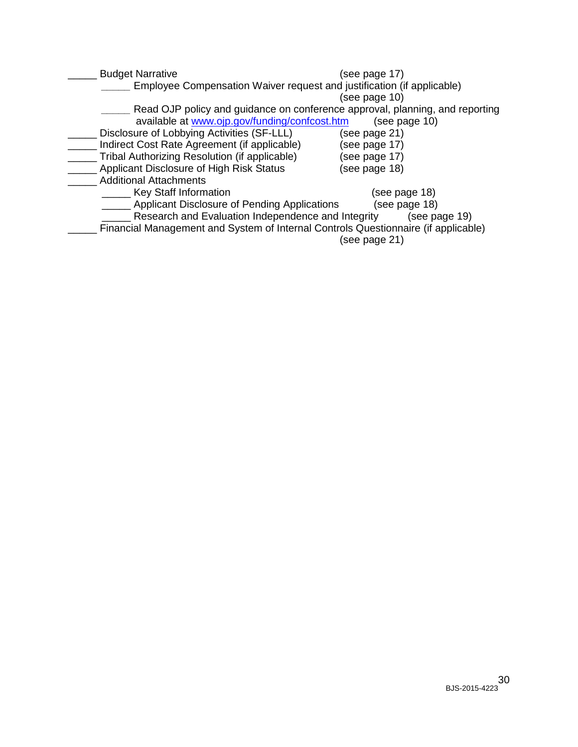_____ Budget Narrative (see page 17)

  _____ Employee Compensation Waiver request and justification (if applicable) (see page 10)

  _____ Read OJP policy and guidance on conference approval, planning, and reporting available at [www.ojp.gov/funding/confcost.htm](http://www.ojp.gov/funding/confcost.htm) (see page 10)

_____ Disclosure of Lobbying Activities (SF-LLL) (see page 21)

_____ Indirect Cost Rate Agreement (if applicable) (see page 17)

_____ Tribal Authorizing Resolution (if applicable) (see page 17)

_____ Applicant Disclosure of High Risk Status (see page 18)

_____ Additional Attachments

  _____ Key Staff Information (see page 18)

  _____ Applicant Disclosure of Pending Applications (see page 18)

  _____ Research and Evaluation Independence and Integrity (see page 19)

_____ Financial Management and System of Internal Controls Questionnaire (if applicable) (see page 21)